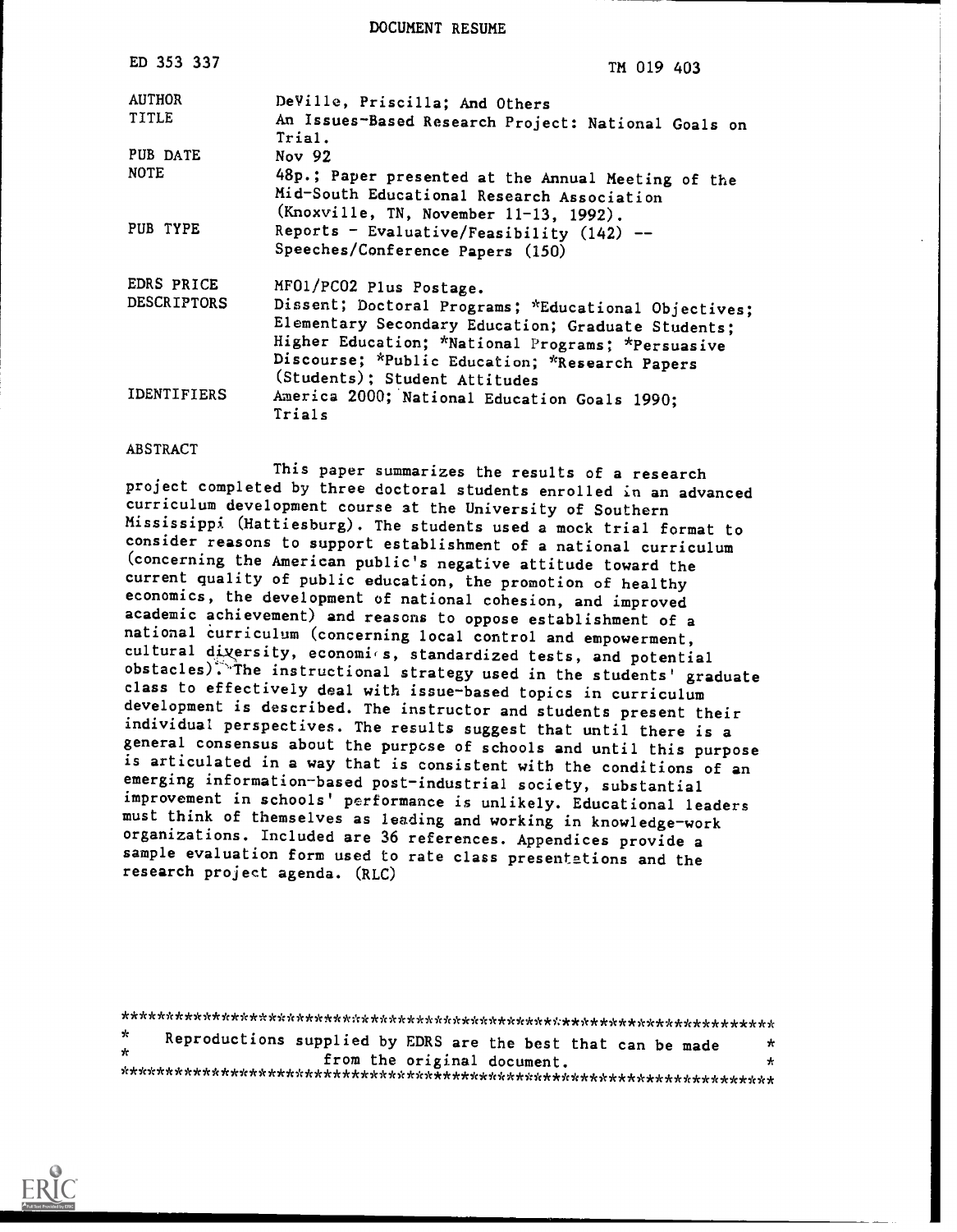DOCUMENT RESUME

| | |
|---|---|
| ED 353 337 | TM 019 403 |
| AUTHOR | DeVille, Priscilla; And Others |
| TITLE | An Issues-Based Research Project: National Goals on Trial. |
| PUB DATE | Nov 92 |
| NOTE | 48p.; Paper presented at the Annual Meeting of the Mid-South Educational Research Association (Knoxville, TN, November 11-13, 1992). |
| PUB TYPE | Reports - Evaluative/Feasibility (142) -- Speeches/Conference Papers (150) |
| EDRS PRICE | MF01/PC02 Plus Postage. |
| DESCRIPTORS | Dissent; Doctoral Programs; *Educational Objectives; Elementary Secondary Education; Graduate Students; Higher Education; *National Programs; *Persuasive Discourse; *Public Education; *Research Papers (Students); Student Attitudes |
| IDENTIFIERS | America 2000; National Education Goals 1990; Trials |

ABSTRACT

This paper summarizes the results of a research project completed by three doctoral students enrolled in an advanced curriculum development course at the University of Southern Mississippi (Hattiesburg). The students used a mock trial format to consider reasons to support establishment of a national curriculum (concerning the American public's negative attitude toward the current quality of public education, the promotion of healthy economics, the development of national cohesion, and improved academic achievement) and reasons to oppose establishment of a national curriculum (concerning local control and empowerment, cultural diversity, economics, standardized tests, and potential obstacles). The instructional strategy used in the students' graduate class to effectively deal with issue-based topics in curriculum development is described. The instructor and students present their individual perspectives. The results suggest that until there is a general consensus about the purpose of schools and until this purpose is articulated in a way that is consistent with the conditions of an emerging information-based post-industrial society, substantial improvement in schools' performance is unlikely. Educational leaders must think of themselves as leading and working in knowledge-work organizations. Included are 36 references. Appendices provide a sample evaluation form used to rate class presentations and the research project agenda. (RLC)

***********************************************************************

* Reproductions supplied by EDRS are the best that can be made from the original document. *

***********************************************************************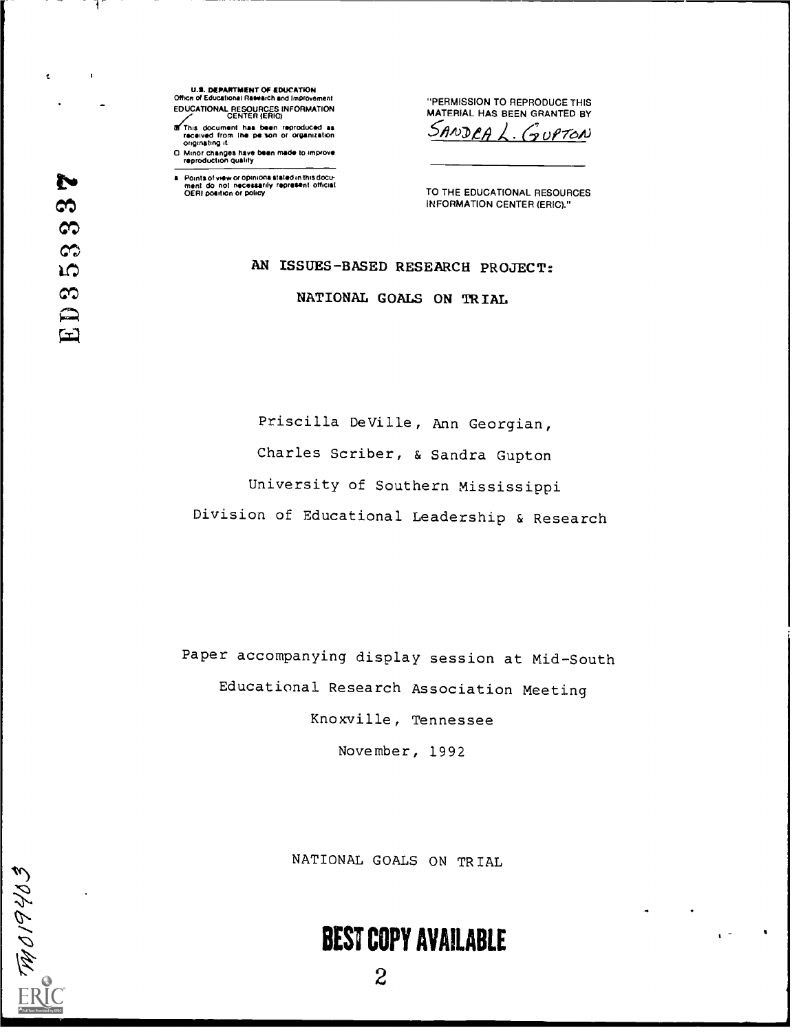U.S. DEPARTMENT OF EDUCATION
Office of Educational Research and Improvement
EDUCATIONAL RESOURCES INFORMATION CENTER (ERIC)

☑ This document has been reproduced as received from the person or organization originating it.

☐ Minor changes have been made to improve reproduction quality

■ Points of view or opinions stated in this document do not necessarily represent official OERI position or policy

"PERMISSION TO REPRODUCE THIS MATERIAL HAS BEEN GRANTED BY

Sandra L. Gupton

TO THE EDUCATIONAL RESOURCES INFORMATION CENTER (ERIC)."

ED353337

# AN ISSUES-BASED RESEARCH PROJECT: NATIONAL GOALS ON TRIAL

Priscilla DeVille, Ann Georgian,

Charles Scriber, & Sandra Gupton

University of Southern Mississippi

Division of Educational Leadership & Research

Paper accompanying display session at Mid-South Educational Research Association Meeting

Knoxville, Tennessee

November, 1992

NATIONAL GOALS ON TRIAL

TM019403

BEST COPY AVAILABLE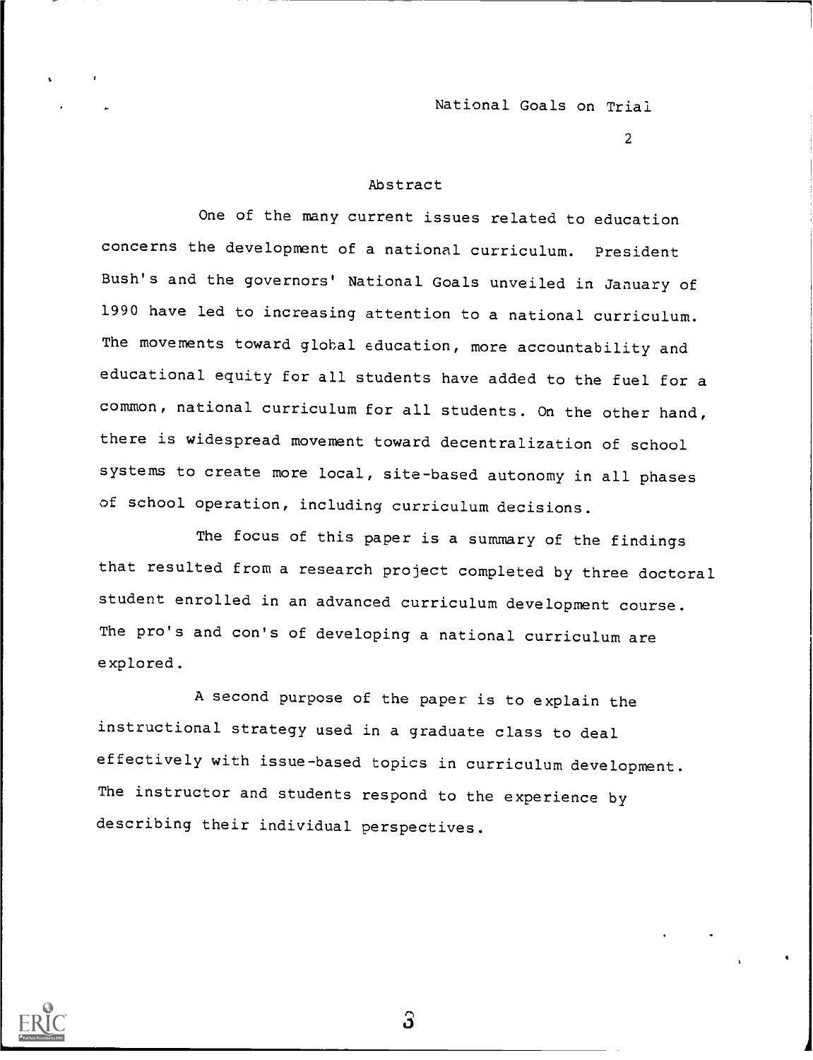## Abstract

One of the many current issues related to education concerns the development of a national curriculum. President Bush's and the governors' National Goals unveiled in January of 1990 have led to increasing attention to a national curriculum. The movements toward global education, more accountability and educational equity for all students have added to the fuel for a common, national curriculum for all students. On the other hand, there is widespread movement toward decentralization of school systems to create more local, site-based autonomy in all phases of school operation, including curriculum decisions.

The focus of this paper is a summary of the findings that resulted from a research project completed by three doctoral student enrolled in an advanced curriculum development course. The pro's and con's of developing a national curriculum are explored.

A second purpose of the paper is to explain the instructional strategy used in a graduate class to deal effectively with issue-based topics in curriculum development. The instructor and students respond to the experience by describing their individual perspectives.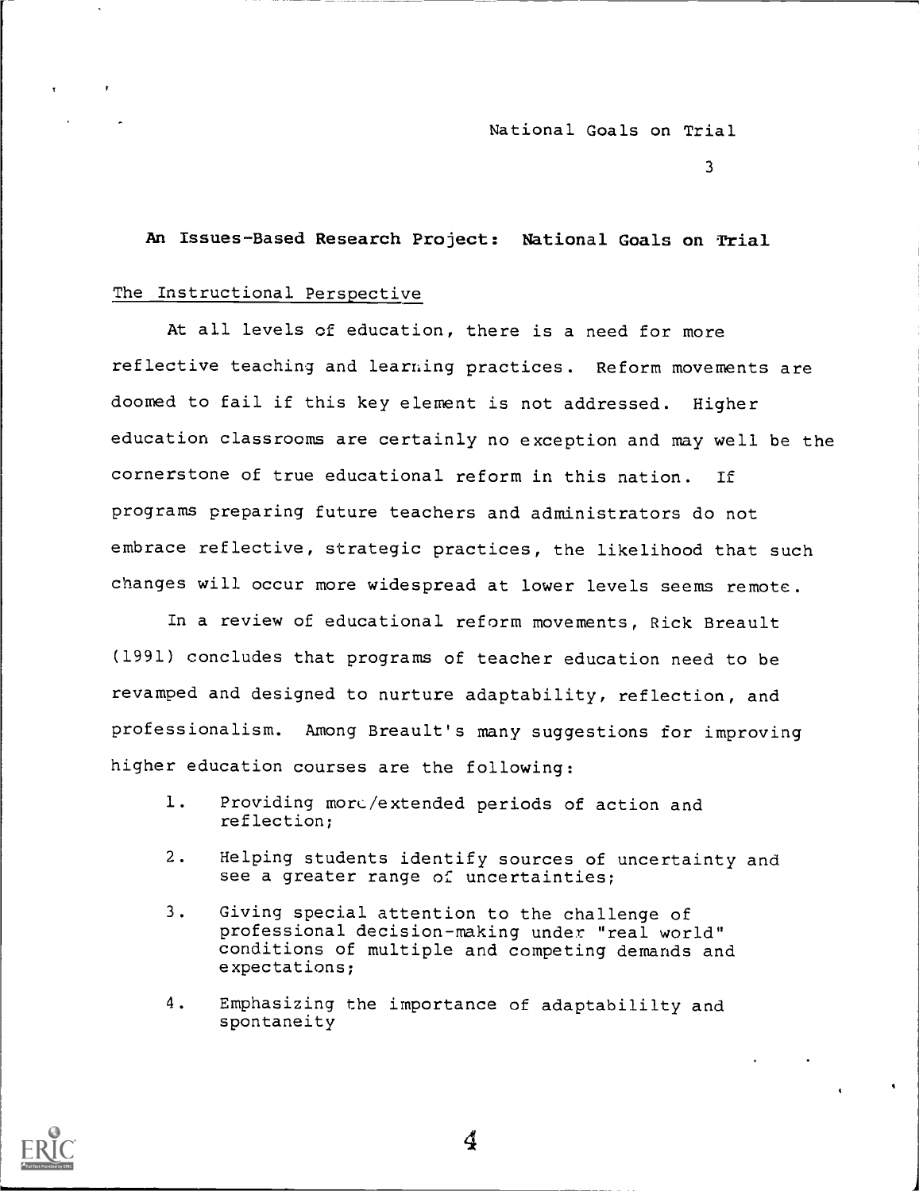## An Issues-Based Research Project: National Goals on Trial

### The Instructional Perspective

At all levels of education, there is a need for more reflective teaching and learning practices. Reform movements are doomed to fail if this key element is not addressed. Higher education classrooms are certainly no exception and may well be the cornerstone of true educational reform in this nation. If programs preparing future teachers and administrators do not embrace reflective, strategic practices, the likelihood that such changes will occur more widespread at lower levels seems remote.

In a review of educational reform movements, Rick Breault (1991) concludes that programs of teacher education need to be revamped and designed to nurture adaptability, reflection, and professionalism. Among Breault's many suggestions for improving higher education courses are the following:

1. Providing more/extended periods of action and reflection;
2. Helping students identify sources of uncertainty and see a greater range of uncertainties;
3. Giving special attention to the challenge of professional decision-making under "real world" conditions of multiple and competing demands and expectations;
4. Emphasizing the importance of adaptabililty and spontaneity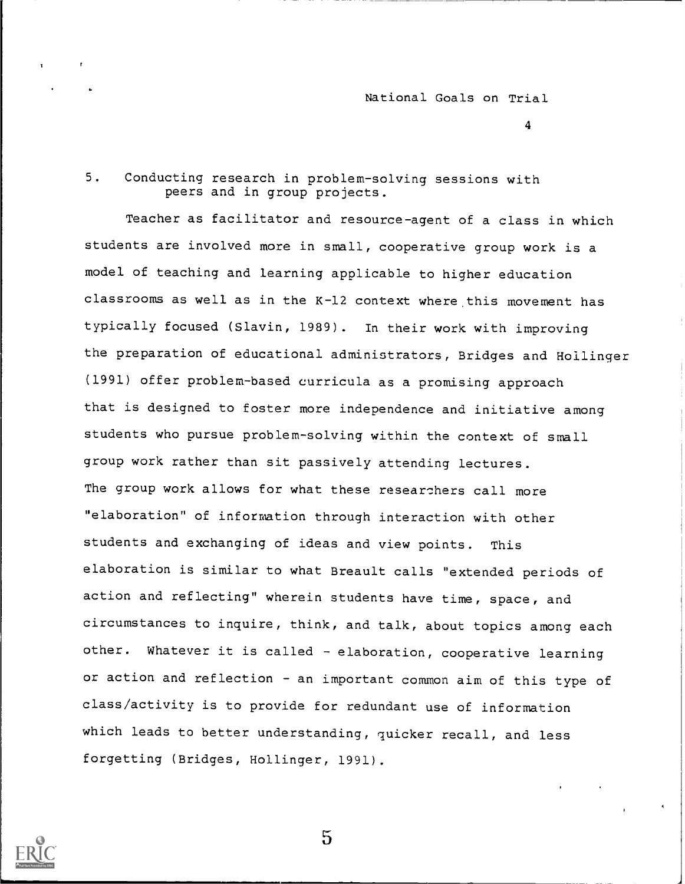5. Conducting research in problem-solving sessions with peers and in group projects.

Teacher as facilitator and resource-agent of a class in which students are involved more in small, cooperative group work is a model of teaching and learning applicable to higher education classrooms as well as in the K-12 context where this movement has typically focused (Slavin, 1989). In their work with improving the preparation of educational administrators, Bridges and Hollinger (1991) offer problem-based curricula as a promising approach that is designed to foster more independence and initiative among students who pursue problem-solving within the context of small group work rather than sit passively attending lectures. The group work allows for what these researchers call more "elaboration" of information through interaction with other students and exchanging of ideas and view points. This elaboration is similar to what Breault calls "extended periods of action and reflecting" wherein students have time, space, and circumstances to inquire, think, and talk, about topics among each other. Whatever it is called - elaboration, cooperative learning or action and reflection - an important common aim of this type of class/activity is to provide for redundant use of information which leads to better understanding, quicker recall, and less forgetting (Bridges, Hollinger, 1991).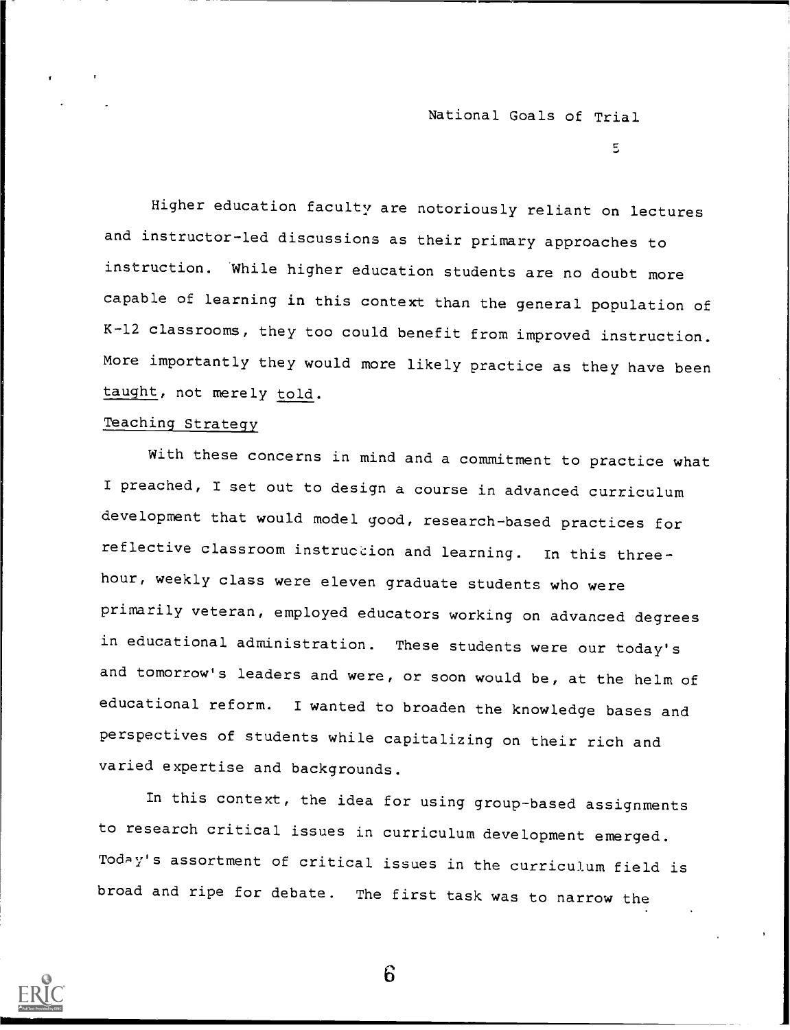Higher education faculty are notoriously reliant on lectures and instructor-led discussions as their primary approaches to instruction. While higher education students are no doubt more capable of learning in this context than the general population of K-12 classrooms, they too could benefit from improved instruction. More importantly they would more likely practice as they have been taught, not merely told.

Teaching Strategy

With these concerns in mind and a commitment to practice what I preached, I set out to design a course in advanced curriculum development that would model good, research-based practices for reflective classroom instruction and learning. In this three-hour, weekly class were eleven graduate students who were primarily veteran, employed educators working on advanced degrees in educational administration. These students were our today's and tomorrow's leaders and were, or soon would be, at the helm of educational reform. I wanted to broaden the knowledge bases and perspectives of students while capitalizing on their rich and varied expertise and backgrounds.

In this context, the idea for using group-based assignments to research critical issues in curriculum development emerged. Today's assortment of critical issues in the curriculum field is broad and ripe for debate. The first task was to narrow the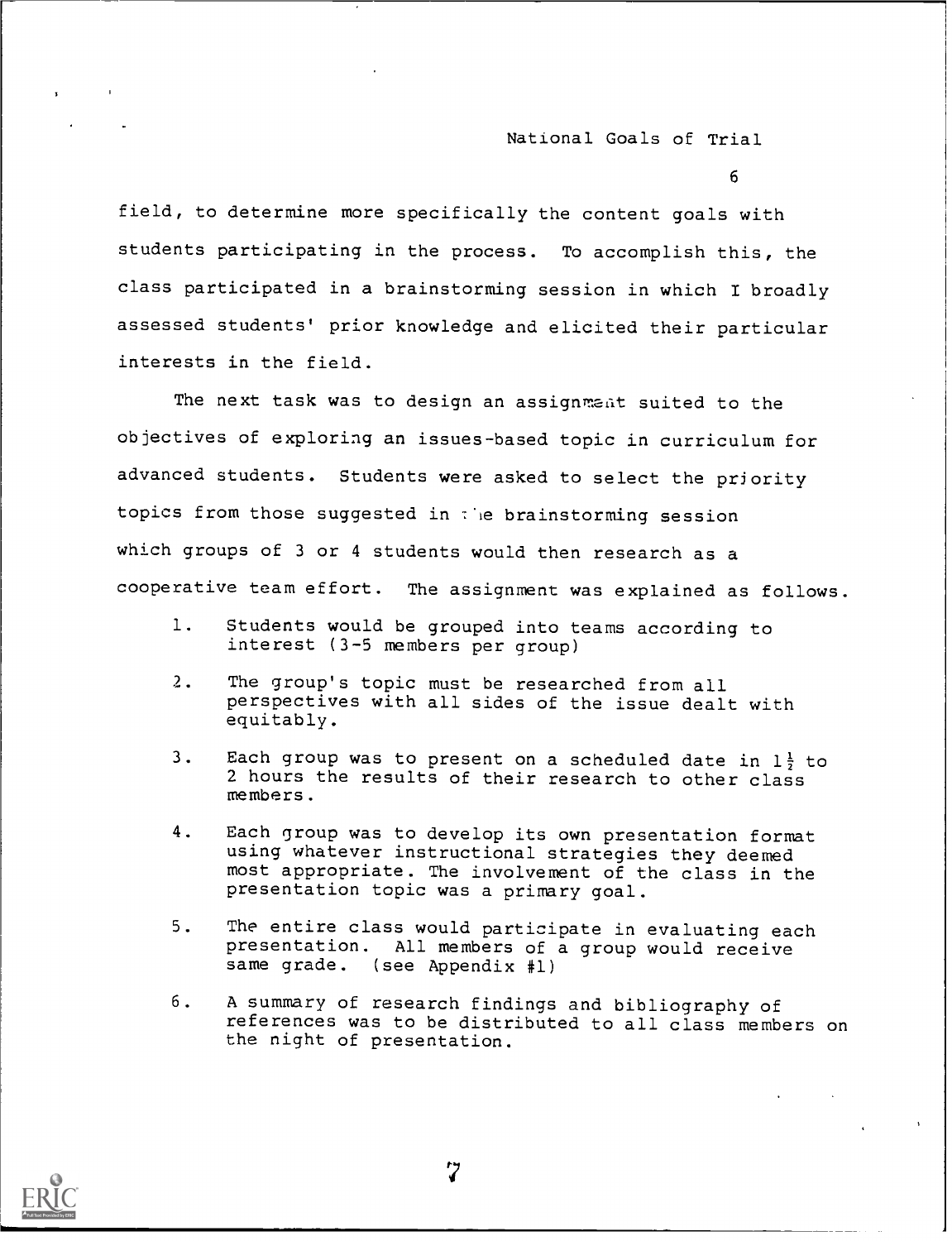field, to determine more specifically the content goals with students participating in the process. To accomplish this, the class participated in a brainstorming session in which I broadly assessed students' prior knowledge and elicited their particular interests in the field.

The next task was to design an assignment suited to the objectives of exploring an issues-based topic in curriculum for advanced students. Students were asked to select the priority topics from those suggested in the brainstorming session which groups of 3 or 4 students would then research as a cooperative team effort. The assignment was explained as follows.

1. Students would be grouped into teams according to interest (3-5 members per group)
2. The group's topic must be researched from all perspectives with all sides of the issue dealt with equitably.
3. Each group was to present on a scheduled date in $1\frac{1}{2}$ to 2 hours the results of their research to other class members.
4. Each group was to develop its own presentation format using whatever instructional strategies they deemed most appropriate. The involvement of the class in the presentation topic was a primary goal.
5. The entire class would participate in evaluating each presentation. All members of a group would receive same grade. (see Appendix #1)
6. A summary of research findings and bibliography of references was to be distributed to all class members on the night of presentation.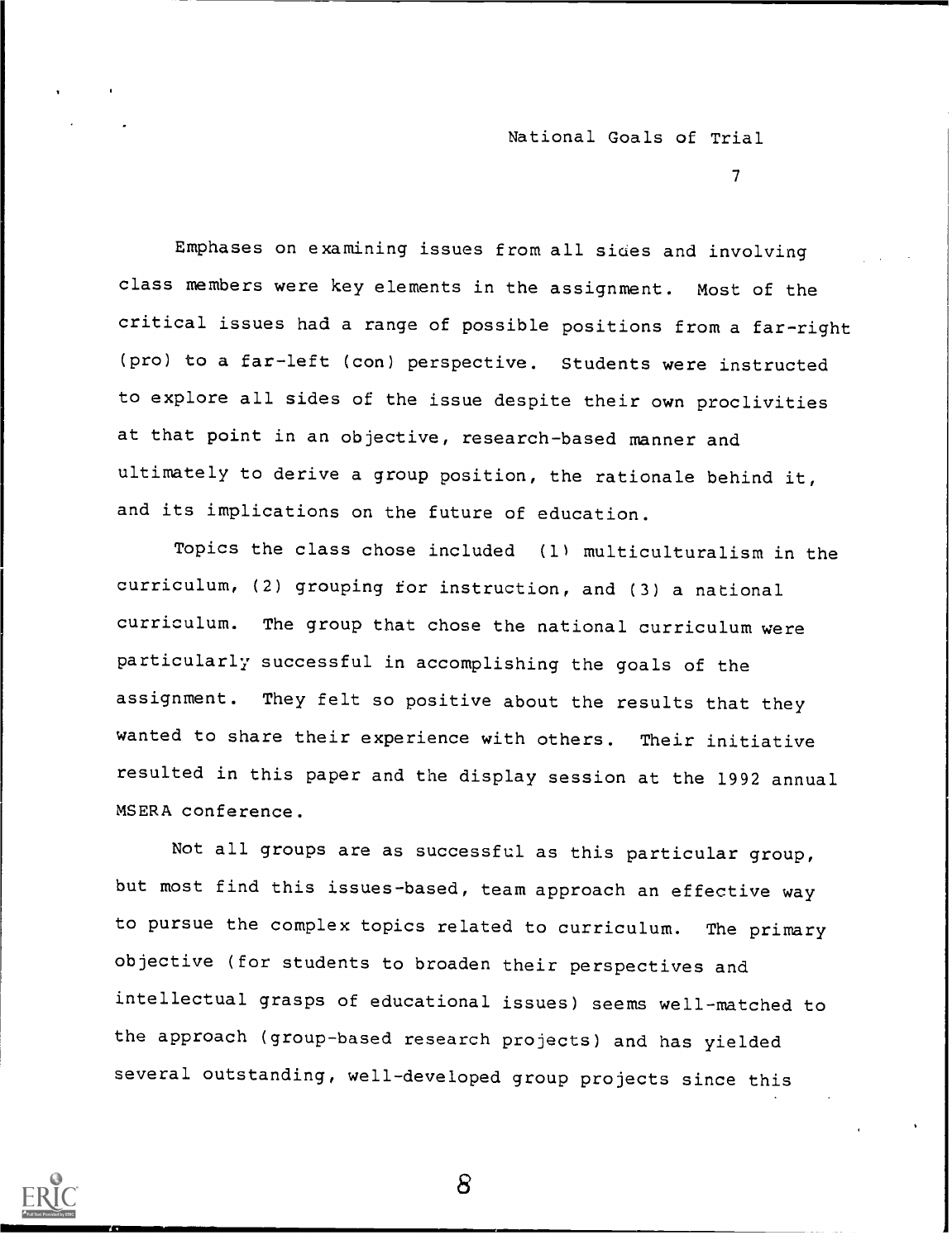Emphases on examining issues from all sides and involving class members were key elements in the assignment. Most of the critical issues had a range of possible positions from a far-right (pro) to a far-left (con) perspective. Students were instructed to explore all sides of the issue despite their own proclivities at that point in an objective, research-based manner and ultimately to derive a group position, the rationale behind it, and its implications on the future of education.

Topics the class chose included (1) multiculturalism in the curriculum, (2) grouping for instruction, and (3) a national curriculum. The group that chose the national curriculum were particularly successful in accomplishing the goals of the assignment. They felt so positive about the results that they wanted to share their experience with others. Their initiative resulted in this paper and the display session at the 1992 annual MSERA conference.

Not all groups are as successful as this particular group, but most find this issues-based, team approach an effective way to pursue the complex topics related to curriculum. The primary objective (for students to broaden their perspectives and intellectual grasps of educational issues) seems well-matched to the approach (group-based research projects) and has yielded several outstanding, well-developed group projects since this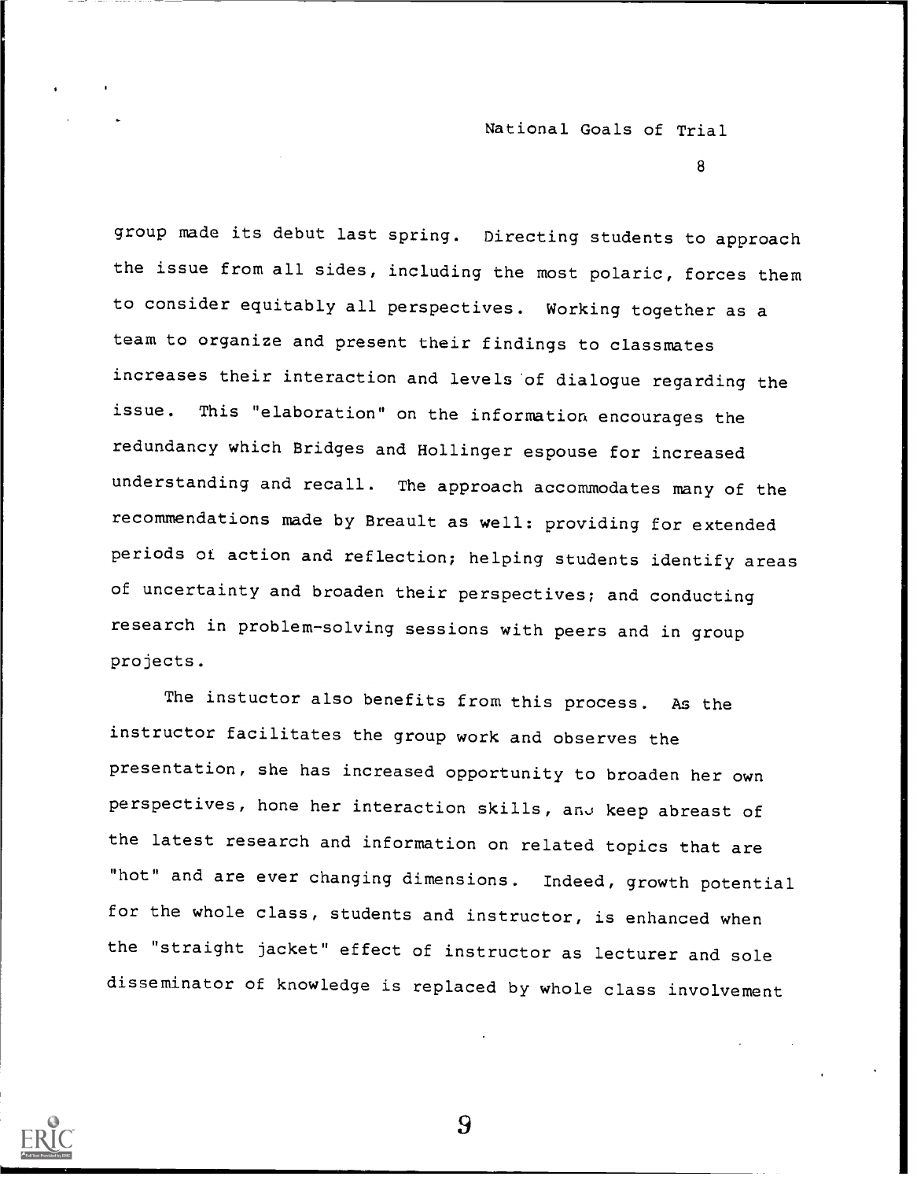group made its debut last spring. Directing students to approach the issue from all sides, including the most polaric, forces them to consider equitably all perspectives. Working together as a team to organize and present their findings to classmates increases their interaction and levels of dialogue regarding the issue. This "elaboration" on the information encourages the redundancy which Bridges and Hollinger espouse for increased understanding and recall. The approach accommodates many of the recommendations made by Breault as well: providing for extended periods of action and reflection; helping students identify areas of uncertainty and broaden their perspectives; and conducting research in problem-solving sessions with peers and in group projects.

The instuctor also benefits from this process. As the instructor facilitates the group work and observes the presentation, she has increased opportunity to broaden her own perspectives, hone her interaction skills, and keep abreast of the latest research and information on related topics that are "hot" and are ever changing dimensions. Indeed, growth potential for the whole class, students and instructor, is enhanced when the "straight jacket" effect of instructor as lecturer and sole disseminator of knowledge is replaced by whole class involvement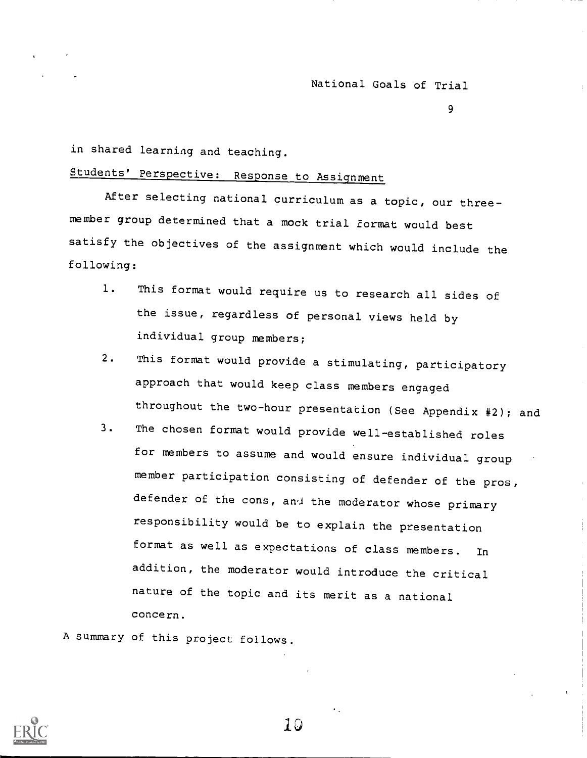in shared learning and teaching.

## Students' Perspective: Response to Assignment

After selecting national curriculum as a topic, our three-member group determined that a mock trial format would best satisfy the objectives of the assignment which would include the following:

1. This format would require us to research all sides of the issue, regardless of personal views held by individual group members;
2. This format would provide a stimulating, participatory approach that would keep class members engaged throughout the two-hour presentation (See Appendix #2); and
3. The chosen format would provide well-established roles for members to assume and would ensure individual group member participation consisting of defender of the pros, defender of the cons, and the moderator whose primary responsibility would be to explain the presentation format as well as expectations of class members. In addition, the moderator would introduce the critical nature of the topic and its merit as a national concern.

A summary of this project follows.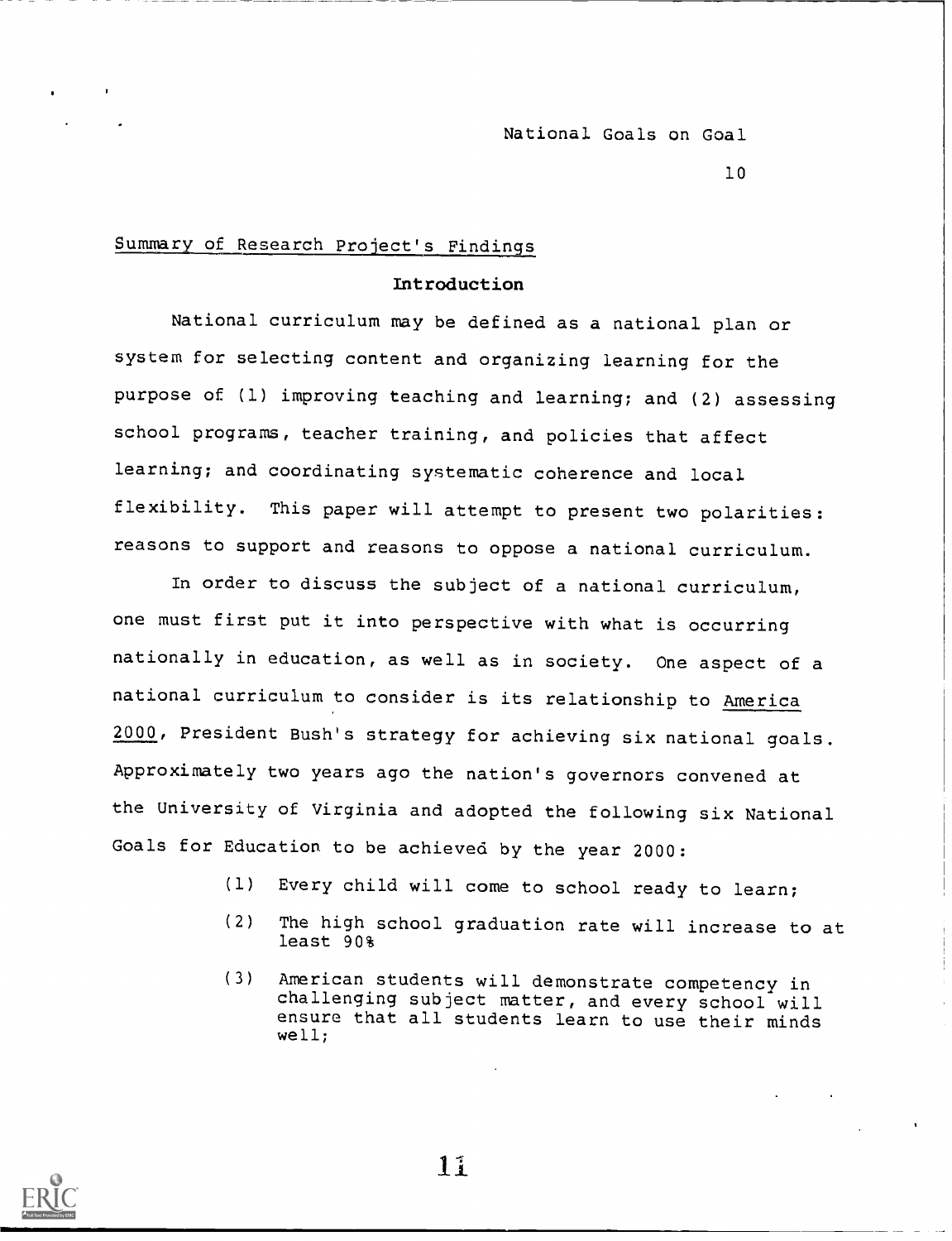Summary of Research Project's Findings

## Introduction

National curriculum may be defined as a national plan or system for selecting content and organizing learning for the purpose of (1) improving teaching and learning; and (2) assessing school programs, teacher training, and policies that affect learning; and coordinating systematic coherence and local flexibility. This paper will attempt to present two polarities: reasons to support and reasons to oppose a national curriculum.

In order to discuss the subject of a national curriculum, one must first put it into perspective with what is occurring nationally in education, as well as in society. One aspect of a national curriculum to consider is its relationship to America 2000, President Bush's strategy for achieving six national goals. Approximately two years ago the nation's governors convened at the University of Virginia and adopted the following six National Goals for Education to be achieved by the year 2000:

(1) Every child will come to school ready to learn;

(2) The high school graduation rate will increase to at least 90%

(3) American students will demonstrate competency in challenging subject matter, and every school will ensure that all students learn to use their minds well;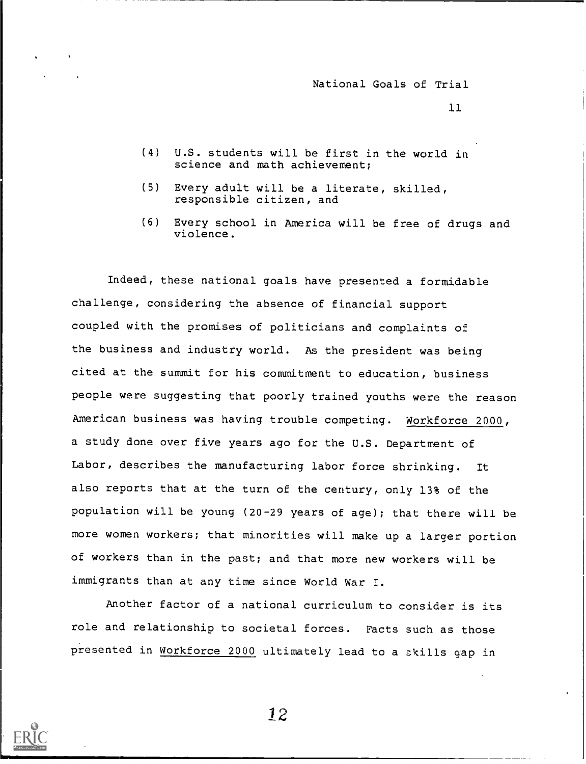(4) U.S. students will be first in the world in science and math achievement;

(5) Every adult will be a literate, skilled, responsible citizen, and

(6) Every school in America will be free of drugs and violence.

Indeed, these national goals have presented a formidable challenge, considering the absence of financial support coupled with the promises of politicians and complaints of the business and industry world. As the president was being cited at the summit for his commitment to education, business people were suggesting that poorly trained youths were the reason American business was having trouble competing. Workforce 2000, a study done over five years ago for the U.S. Department of Labor, describes the manufacturing labor force shrinking. It also reports that at the turn of the century, only 13% of the population will be young (20-29 years of age); that there will be more women workers; that minorities will make up a larger portion of workers than in the past; and that more new workers will be immigrants than at any time since World War I.

Another factor of a national curriculum to consider is its role and relationship to societal forces. Facts such as those presented in Workforce 2000 ultimately lead to a skills gap in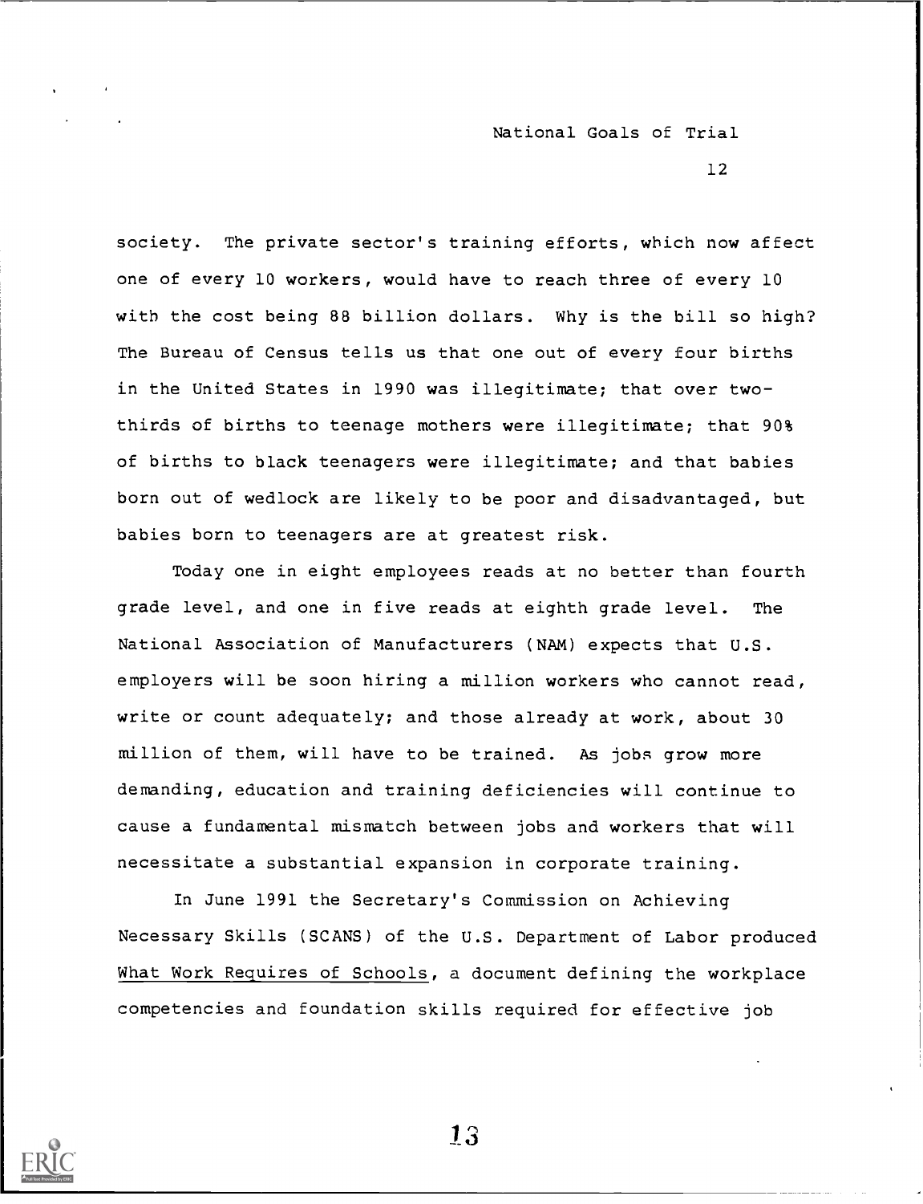society. The private sector's training efforts, which now affect one of every 10 workers, would have to reach three of every 10 with the cost being 88 billion dollars. Why is the bill so high? The Bureau of Census tells us that one out of every four births in the United States in 1990 was illegitimate; that over two-thirds of births to teenage mothers were illegitimate; that 90% of births to black teenagers were illegitimate; and that babies born out of wedlock are likely to be poor and disadvantaged, but babies born to teenagers are at greatest risk.

Today one in eight employees reads at no better than fourth grade level, and one in five reads at eighth grade level. The National Association of Manufacturers (NAM) expects that U.S. employers will be soon hiring a million workers who cannot read, write or count adequately; and those already at work, about 30 million of them, will have to be trained. As jobs grow more demanding, education and training deficiencies will continue to cause a fundamental mismatch between jobs and workers that will necessitate a substantial expansion in corporate training.

In June 1991 the Secretary's Commission on Achieving Necessary Skills (SCANS) of the U.S. Department of Labor produced What Work Requires of Schools, a document defining the workplace competencies and foundation skills required for effective job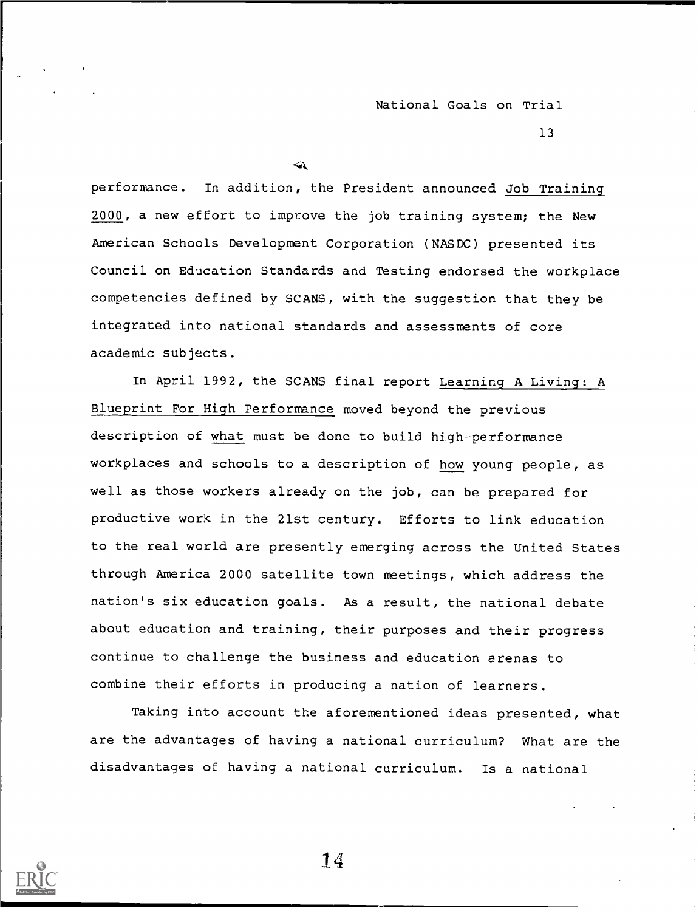performance. In addition, the President announced Job Training 2000, a new effort to improve the job training system; the New American Schools Development Corporation (NASDC) presented its Council on Education Standards and Testing endorsed the workplace competencies defined by SCANS, with the suggestion that they be integrated into national standards and assessments of core academic subjects.

In April 1992, the SCANS final report Learning A Living: A Blueprint For High Performance moved beyond the previous description of what must be done to build high-performance workplaces and schools to a description of how young people, as well as those workers already on the job, can be prepared for productive work in the 21st century. Efforts to link education to the real world are presently emerging across the United States through America 2000 satellite town meetings, which address the nation's six education goals. As a result, the national debate about education and training, their purposes and their progress continue to challenge the business and education arenas to combine their efforts in producing a nation of learners.

Taking into account the aforementioned ideas presented, what are the advantages of having a national curriculum? What are the disadvantages of having a national curriculum. Is a national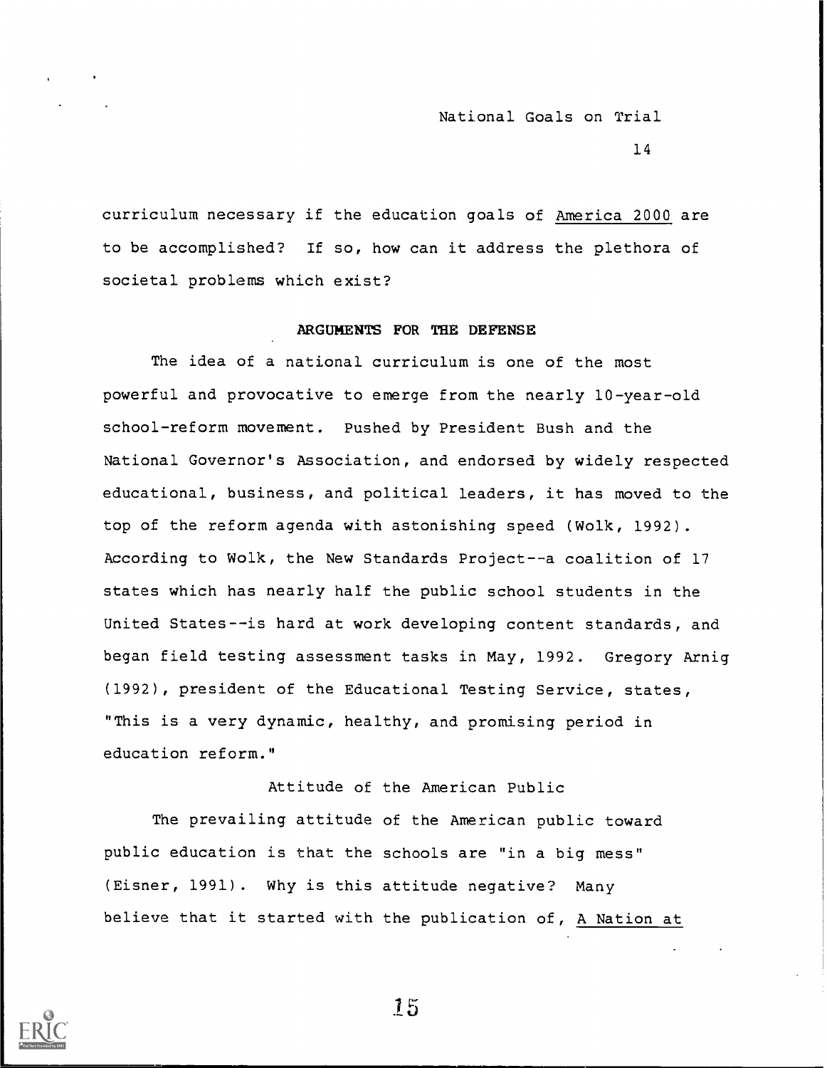curriculum necessary if the education goals of America 2000 are to be accomplished? If so, how can it address the plethora of societal problems which exist?

## ARGUMENTS FOR THE DEFENSE

The idea of a national curriculum is one of the most powerful and provocative to emerge from the nearly 10-year-old school-reform movement. Pushed by President Bush and the National Governor's Association, and endorsed by widely respected educational, business, and political leaders, it has moved to the top of the reform agenda with astonishing speed (Wolk, 1992). According to Wolk, the New Standards Project--a coalition of 17 states which has nearly half the public school students in the United States--is hard at work developing content standards, and began field testing assessment tasks in May, 1992. Gregory Arnig (1992), president of the Educational Testing Service, states, "This is a very dynamic, healthy, and promising period in education reform."

### Attitude of the American Public

The prevailing attitude of the American public toward public education is that the schools are "in a big mess" (Eisner, 1991). Why is this attitude negative? Many believe that it started with the publication of, A Nation at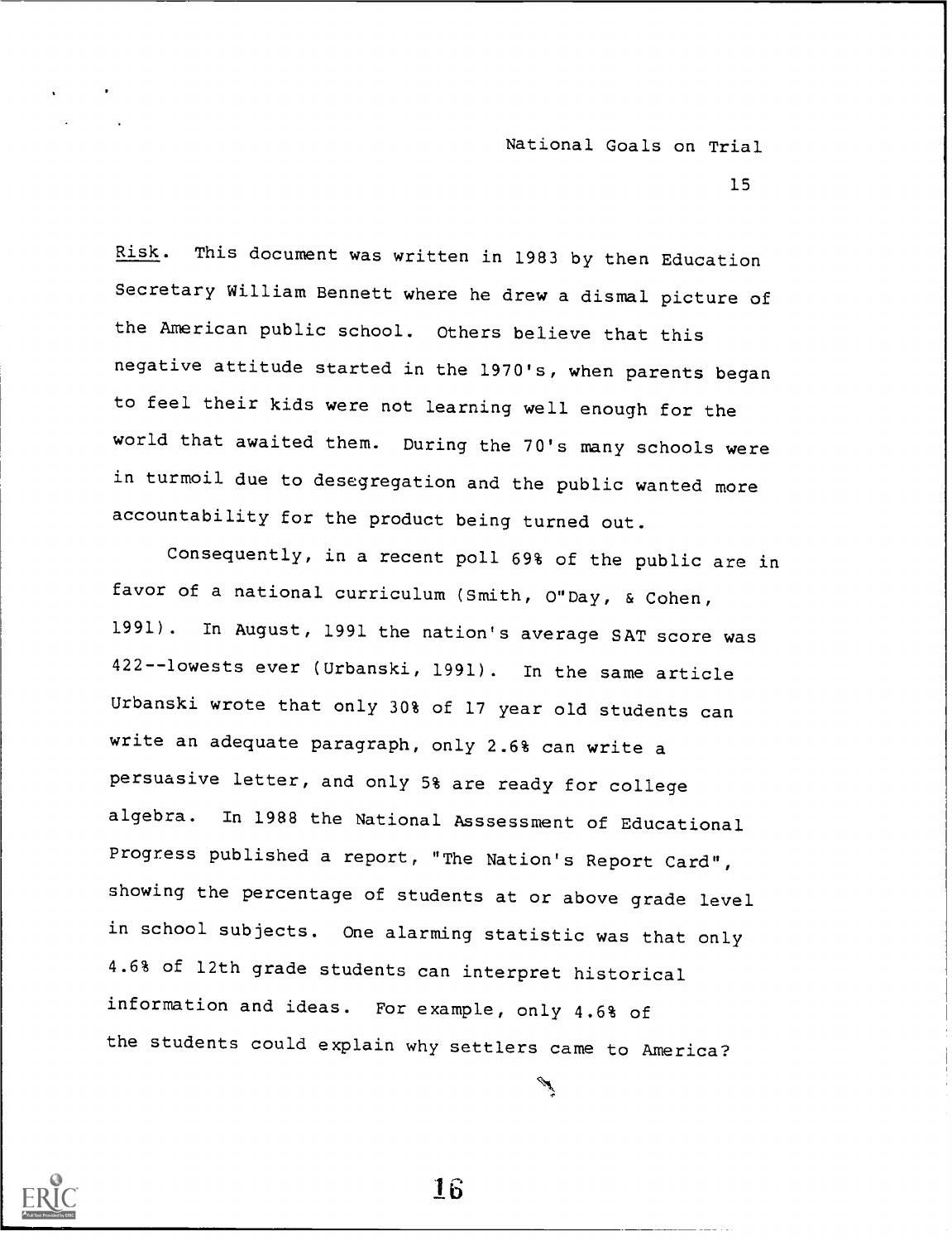*Risk*. This document was written in 1983 by then Education Secretary William Bennett where he drew a dismal picture of the American public school. Others believe that this negative attitude started in the 1970's, when parents began to feel their kids were not learning well enough for the world that awaited them. During the 70's many schools were in turmoil due to desegregation and the public wanted more accountability for the product being turned out.

Consequently, in a recent poll 69% of the public are in favor of a national curriculum (Smith, O"Day, & Cohen, 1991). In August, 1991 the nation's average SAT score was 422--lowests ever (Urbanski, 1991). In the same article Urbanski wrote that only 30% of 17 year old students can write an adequate paragraph, only 2.6% can write a persuasive letter, and only 5% are ready for college algebra. In 1988 the National Asssessment of Educational Progress published a report, "The Nation's Report Card", showing the percentage of students at or above grade level in school subjects. One alarming statistic was that only 4.6% of 12th grade students can interpret historical information and ideas. For example, only 4.6% of the students could explain why settlers came to America?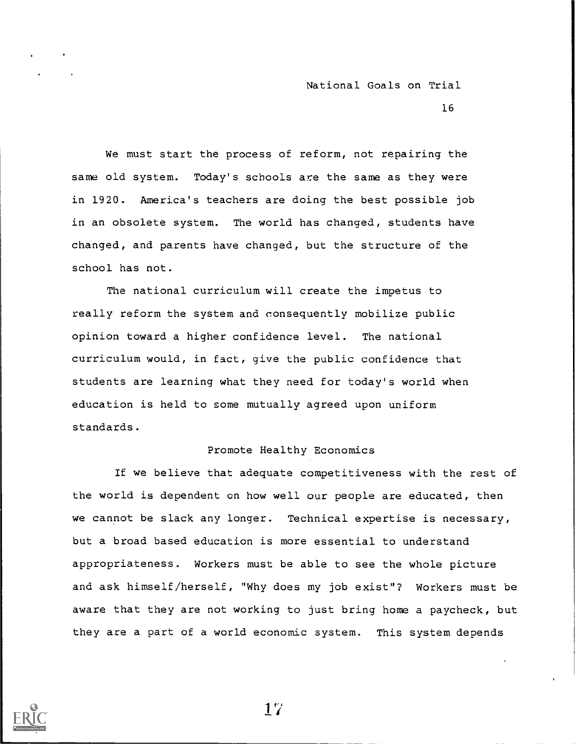We must start the process of reform, not repairing the same old system. Today's schools are the same as they were in 1920. America's teachers are doing the best possible job in an obsolete system. The world has changed, students have changed, and parents have changed, but the structure of the school has not.

The national curriculum will create the impetus to really reform the system and consequently mobilize public opinion toward a higher confidence level. The national curriculum would, in fact, give the public confidence that students are learning what they need for today's world when education is held to some mutually agreed upon uniform standards.

## Promote Healthy Economics

If we believe that adequate competitiveness with the rest of the world is dependent on how well our people are educated, then we cannot be slack any longer. Technical expertise is necessary, but a broad based education is more essential to understand appropriateness. Workers must be able to see the whole picture and ask himself/herself, "Why does my job exist"? Workers must be aware that they are not working to just bring home a paycheck, but they are a part of a world economic system. This system depends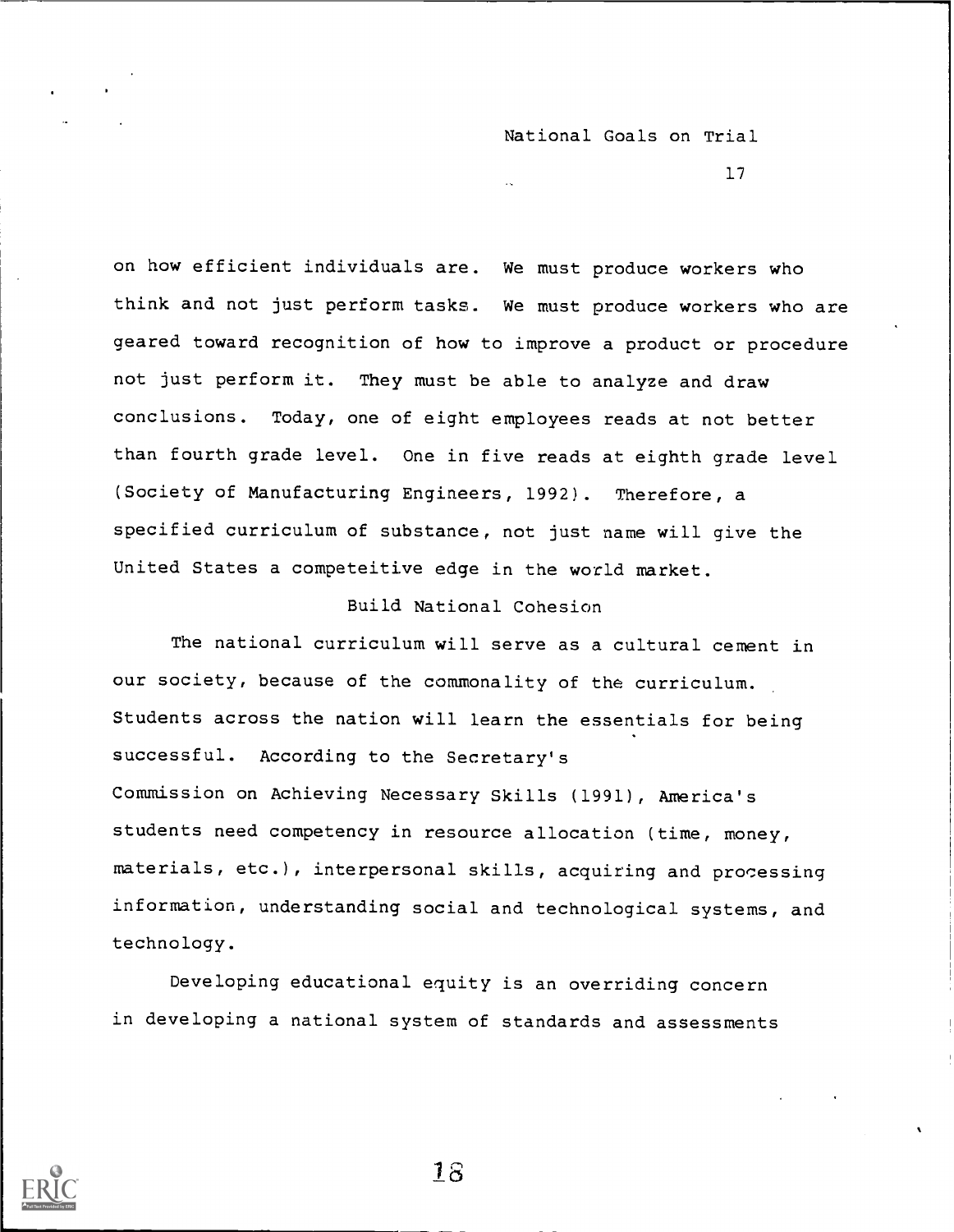on how efficient individuals are. We must produce workers who think and not just perform tasks. We must produce workers who are geared toward recognition of how to improve a product or procedure not just perform it. They must be able to analyze and draw conclusions. Today, one of eight employees reads at not better than fourth grade level. One in five reads at eighth grade level (Society of Manufacturing Engineers, 1992). Therefore, a specified curriculum of substance, not just name will give the United States a competeitive edge in the world market.

## Build National Cohesion

The national curriculum will serve as a cultural cement in our society, because of the commonality of the curriculum. Students across the nation will learn the essentials for being successful. According to the Secretary's Commission on Achieving Necessary Skills (1991), America's students need competency in resource allocation (time, money, materials, etc.), interpersonal skills, acquiring and processing information, understanding social and technological systems, and technology.

Developing educational equity is an overriding concern in developing a national system of standards and assessments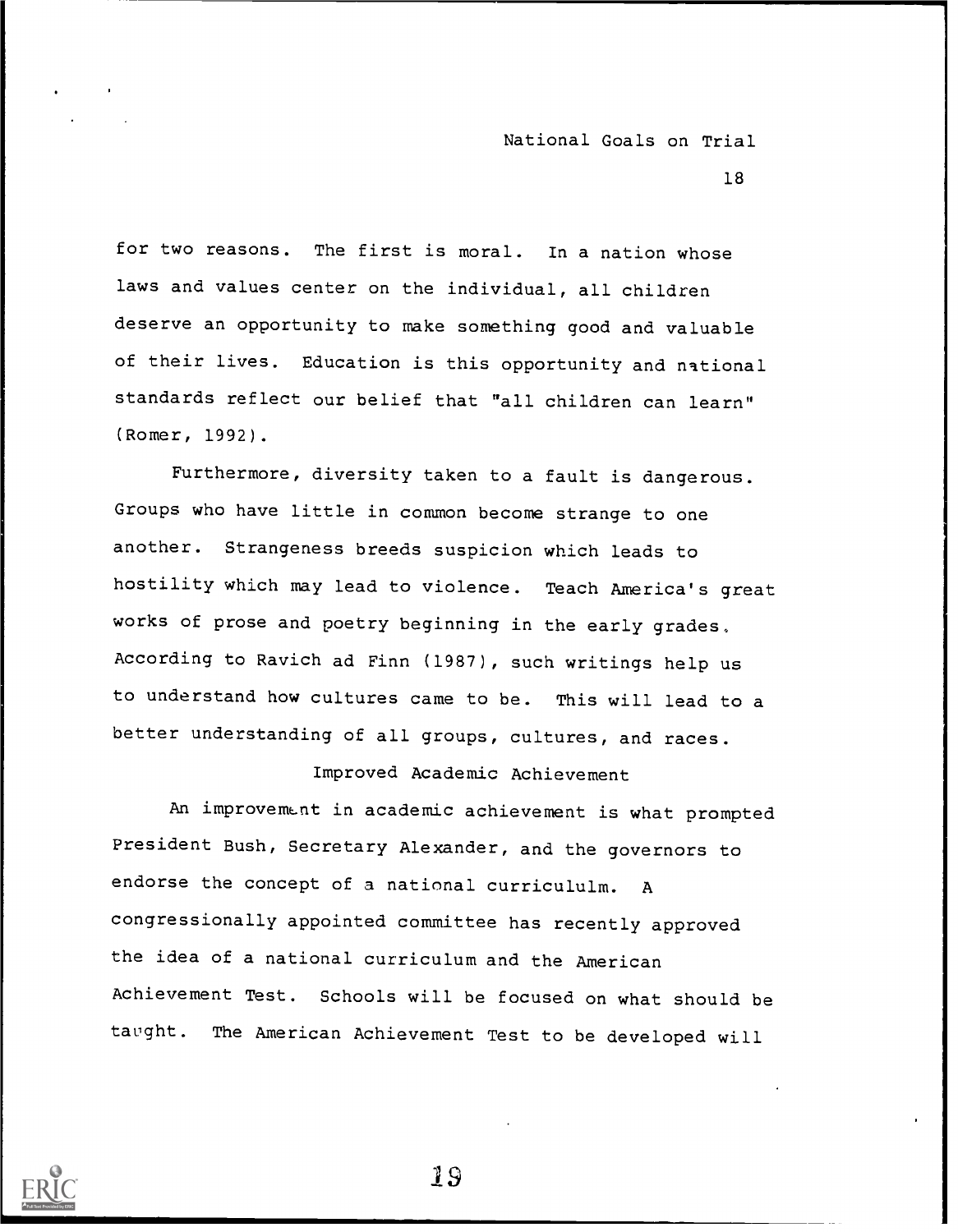for two reasons. The first is moral. In a nation whose laws and values center on the individual, all children deserve an opportunity to make something good and valuable of their lives. Education is this opportunity and national standards reflect our belief that "all children can learn" (Romer, 1992).

Furthermore, diversity taken to a fault is dangerous. Groups who have little in common become strange to one another. Strangeness breeds suspicion which leads to hostility which may lead to violence. Teach America's great works of prose and poetry beginning in the early grades. According to Ravich ad Finn (1987), such writings help us to understand how cultures came to be. This will lead to a better understanding of all groups, cultures, and races.

## Improved Academic Achievement

An improvement in academic achievement is what prompted President Bush, Secretary Alexander, and the governors to endorse the concept of a national curricululm. A congressionally appointed committee has recently approved the idea of a national curriculum and the American Achievement Test. Schools will be focused on what should be taught. The American Achievement Test to be developed will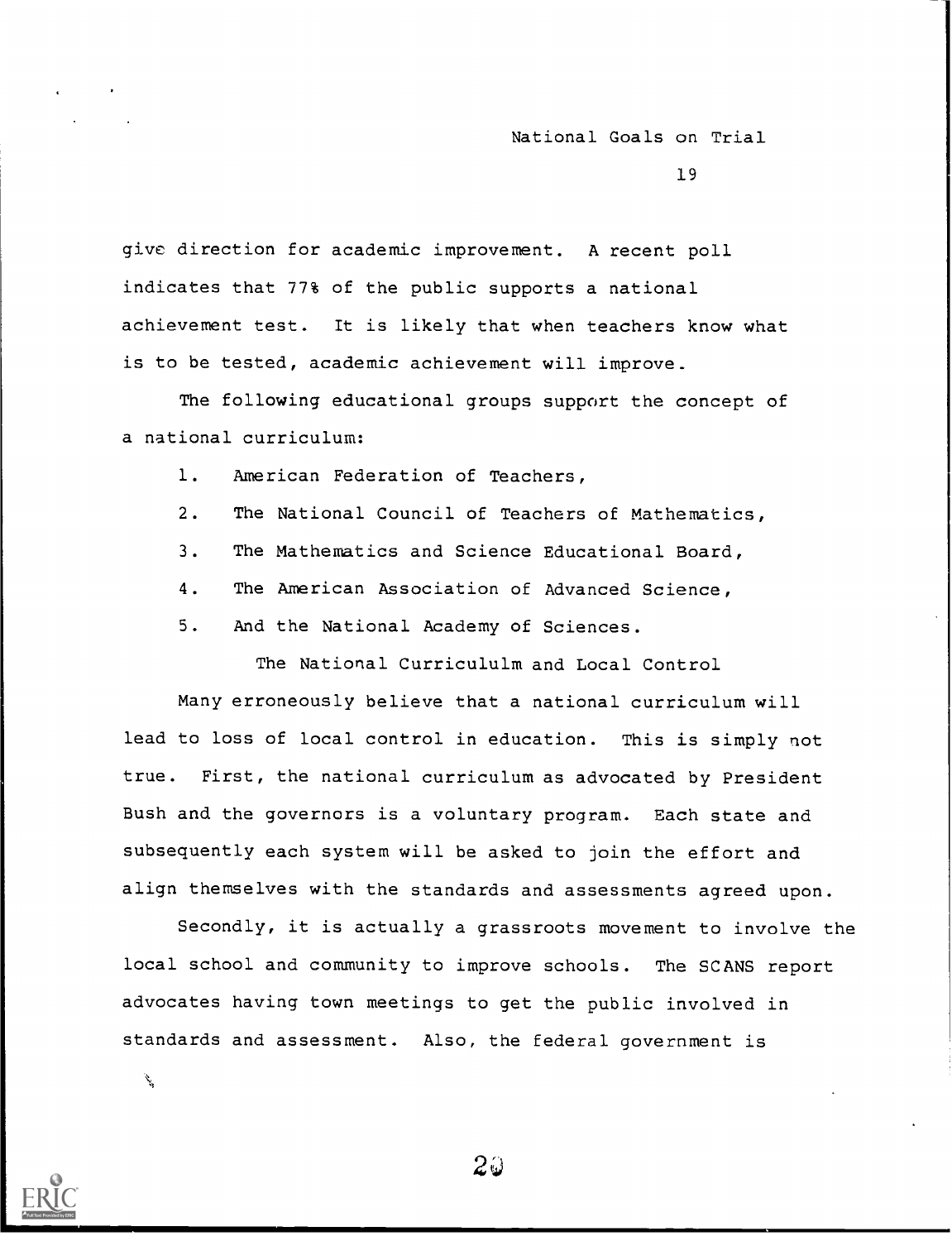give direction for academic improvement. A recent poll indicates that 77% of the public supports a national achievement test. It is likely that when teachers know what is to be tested, academic achievement will improve.

The following educational groups support the concept of a national curriculum:

1. American Federation of Teachers,
2. The National Council of Teachers of Mathematics,
3. The Mathematics and Science Educational Board,
4. The American Association of Advanced Science,
5. And the National Academy of Sciences.

## The National CurriculULm and Local Control

Many erroneously believe that a national curriculum will lead to loss of local control in education. This is simply not true. First, the national curriculum as advocated by President Bush and the governors is a voluntary program. Each state and subsequently each system will be asked to join the effort and align themselves with the standards and assessments agreed upon.

Secondly, it is actually a grassroots movement to involve the local school and community to improve schools. The SCANS report advocates having town meetings to get the public involved in standards and assessment. Also, the federal government is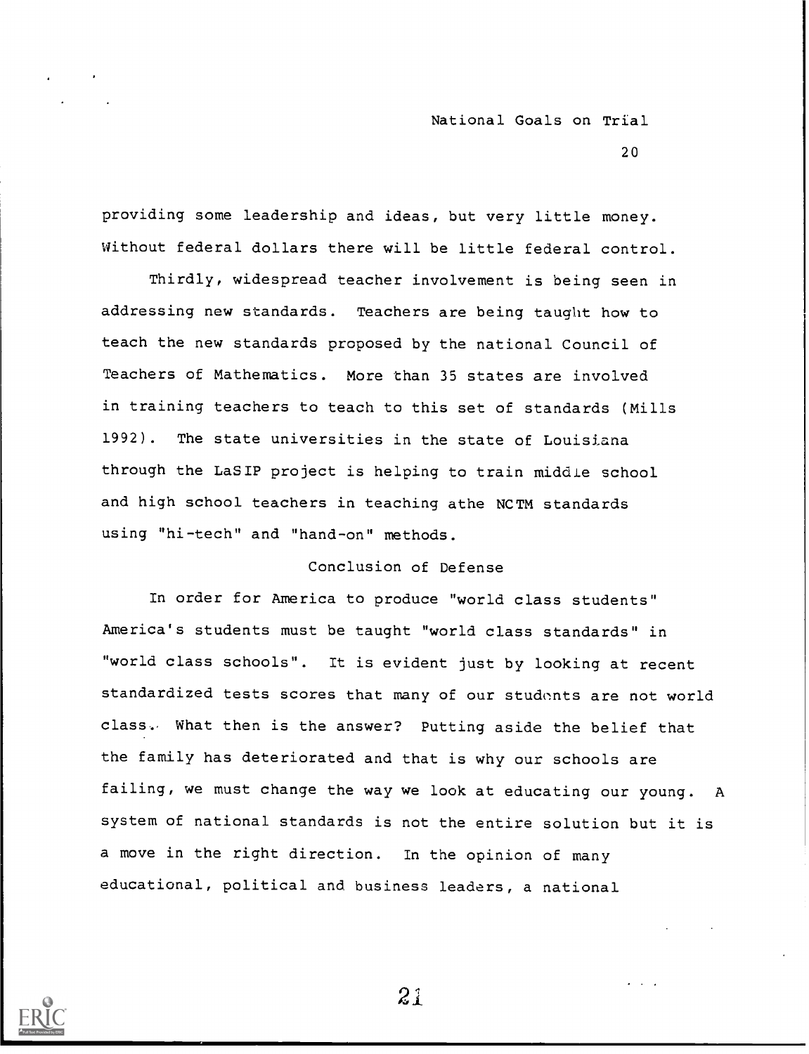providing some leadership and ideas, but very little money. Without federal dollars there will be little federal control.

Thirdly, widespread teacher involvement is being seen in addressing new standards. Teachers are being taught how to teach the new standards proposed by the national Council of Teachers of Mathematics. More than 35 states are involved in training teachers to teach to this set of standards (Mills 1992). The state universities in the state of Louisiana through the LaSIP project is helping to train middle school and high school teachers in teaching athe NCTM standards using "hi-tech" and "hand-on" methods.

## Conclusion of Defense

In order for America to produce "world class students" America's students must be taught "world class standards" in "world class schools". It is evident just by looking at recent standardized tests scores that many of our students are not world class. What then is the answer? Putting aside the belief that the family has deteriorated and that is why our schools are failing, we must change the way we look at educating our young. A system of national standards is not the entire solution but it is a move in the right direction. In the opinion of many educational, political and business leaders, a national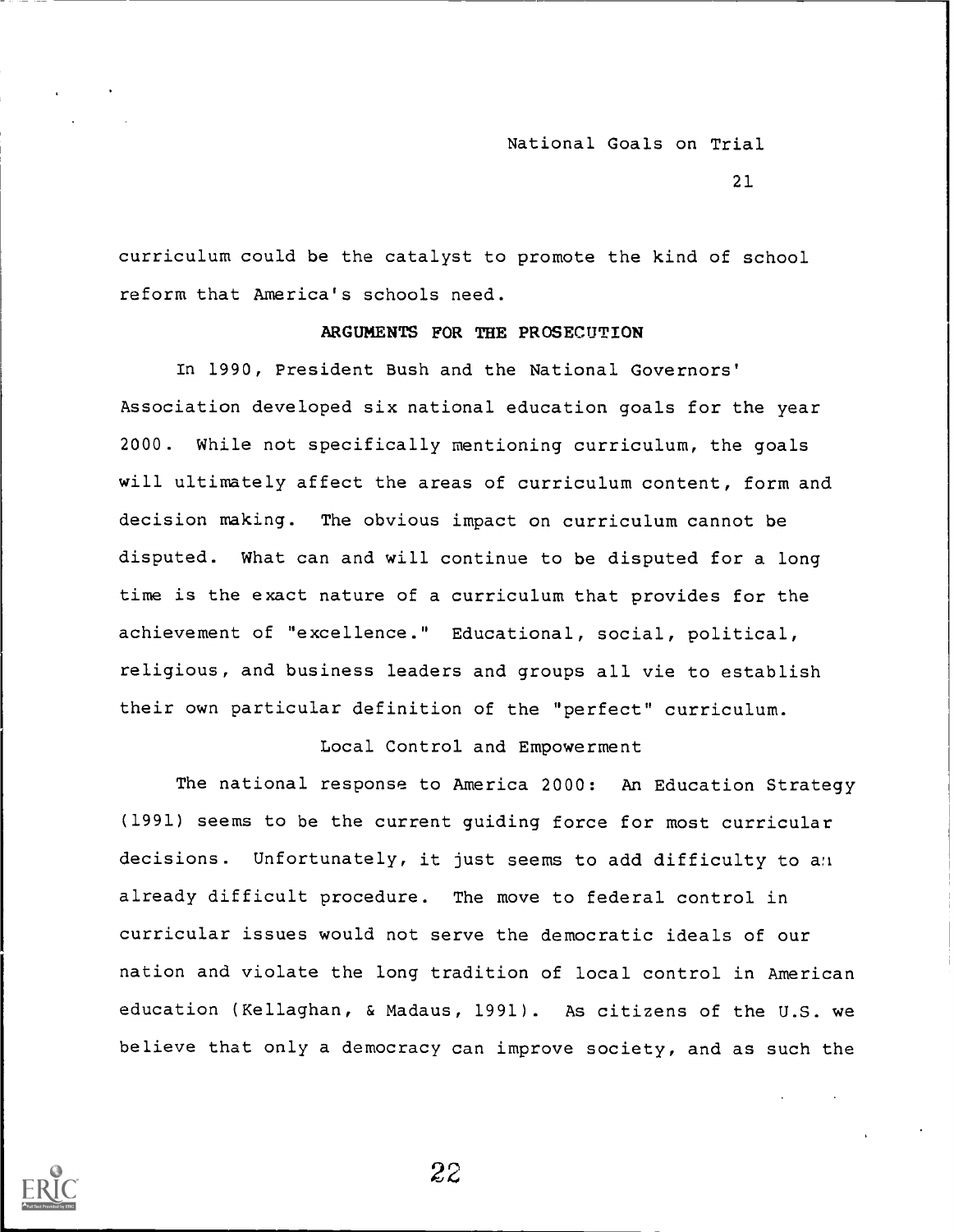curriculum could be the catalyst to promote the kind of school reform that America's schools need.

## ARGUMENTS FOR THE PROSECUTION

In 1990, President Bush and the National Governors' Association developed six national education goals for the year 2000. While not specifically mentioning curriculum, the goals will ultimately affect the areas of curriculum content, form and decision making. The obvious impact on curriculum cannot be disputed. What can and will continue to be disputed for a long time is the exact nature of a curriculum that provides for the achievement of "excellence." Educational, social, political, religious, and business leaders and groups all vie to establish their own particular definition of the "perfect" curriculum.

### Local Control and Empowerment

The national response to America 2000: An Education Strategy (1991) seems to be the current guiding force for most curricular decisions. Unfortunately, it just seems to add difficulty to an already difficult procedure. The move to federal control in curricular issues would not serve the democratic ideals of our nation and violate the long tradition of local control in American education (Kellaghan, & Madaus, 1991). As citizens of the U.S. we believe that only a democracy can improve society, and as such the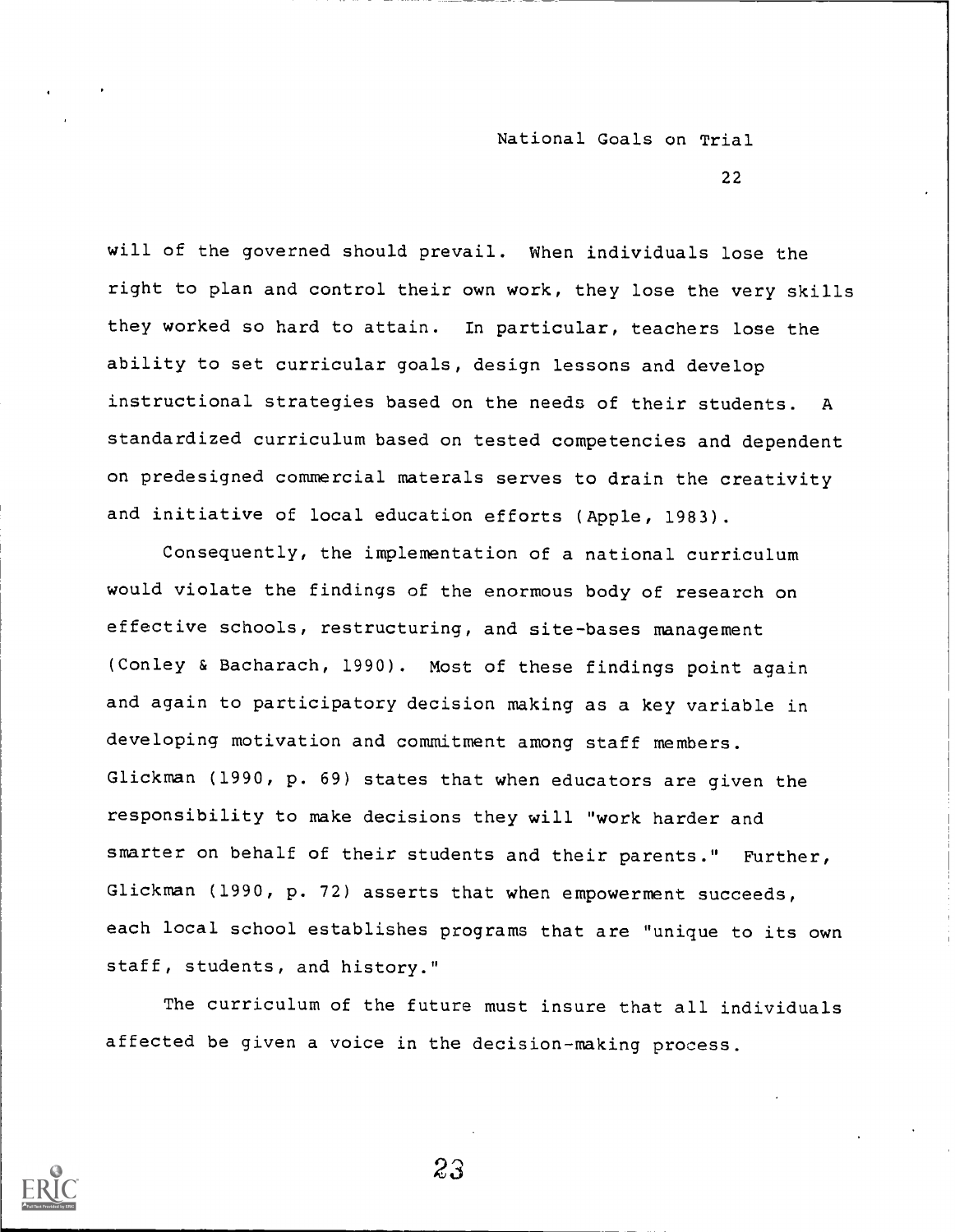will of the governed should prevail. When individuals lose the right to plan and control their own work, they lose the very skills they worked so hard to attain. In particular, teachers lose the ability to set curricular goals, design lessons and develop instructional strategies based on the needs of their students. A standardized curriculum based on tested competencies and dependent on predesigned commercial materals serves to drain the creativity and initiative of local education efforts (Apple, 1983).

Consequently, the implementation of a national curriculum would violate the findings of the enormous body of research on effective schools, restructuring, and site-bases management (Conley & Bacharach, 1990). Most of these findings point again and again to participatory decision making as a key variable in developing motivation and commitment among staff members. Glickman (1990, p. 69) states that when educators are given the responsibility to make decisions they will "work harder and smarter on behalf of their students and their parents." Further, Glickman (1990, p. 72) asserts that when empowerment succeeds, each local school establishes programs that are "unique to its own staff, students, and history."

The curriculum of the future must insure that all individuals affected be given a voice in the decision-making process.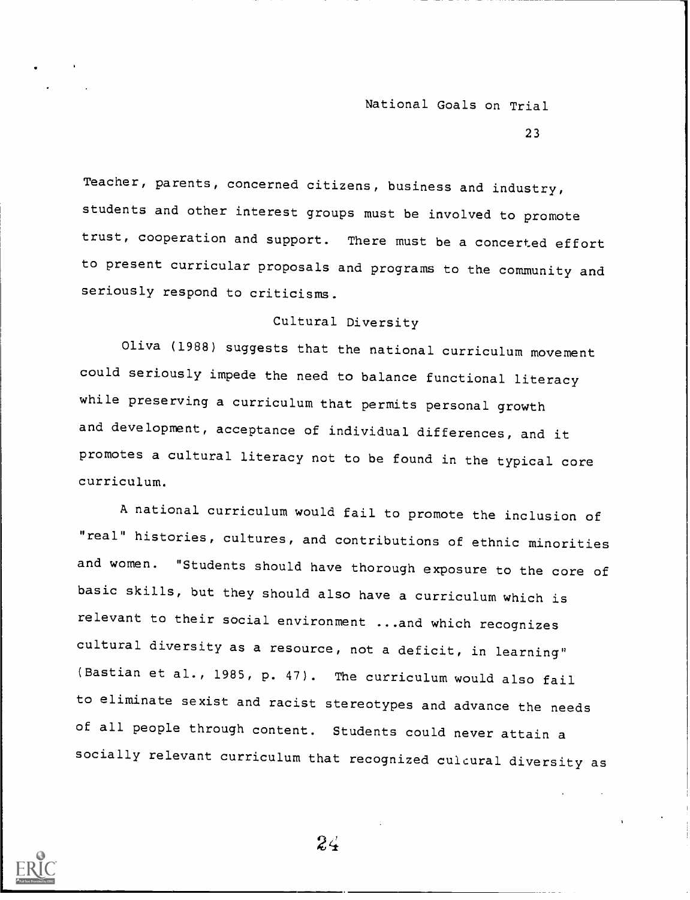Teacher, parents, concerned citizens, business and industry, students and other interest groups must be involved to promote trust, cooperation and support. There must be a concerted effort to present curricular proposals and programs to the community and seriously respond to criticisms.

## Cultural Diversity

Oliva (1988) suggests that the national curriculum movement could seriously impede the need to balance functional literacy while preserving a curriculum that permits personal growth and development, acceptance of individual differences, and it promotes a cultural literacy not to be found in the typical core curriculum.

A national curriculum would fail to promote the inclusion of "real" histories, cultures, and contributions of ethnic minorities and women. "Students should have thorough exposure to the core of basic skills, but they should also have a curriculum which is relevant to their social environment ...and which recognizes cultural diversity as a resource, not a deficit, in learning" (Bastian et al., 1985, p. 47). The curriculum would also fail to eliminate sexist and racist stereotypes and advance the needs of all people through content. Students could never attain a socially relevant curriculum that recognized cultural diversity as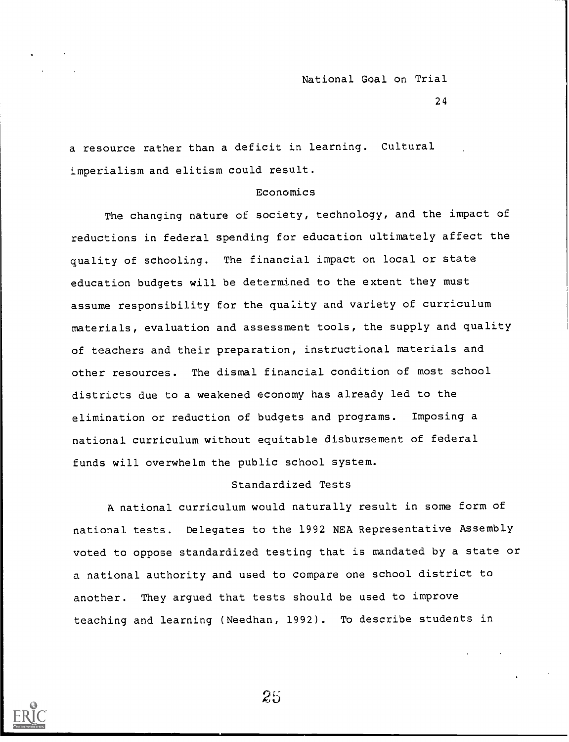a resource rather than a deficit in learning. Cultural imperialism and elitism could result.

## Economics

The changing nature of society, technology, and the impact of reductions in federal spending for education ultimately affect the quality of schooling. The financial impact on local or state education budgets will be determined to the extent they must assume responsibility for the quality and variety of curriculum materials, evaluation and assessment tools, the supply and quality of teachers and their preparation, instructional materials and other resources. The dismal financial condition of most school districts due to a weakened economy has already led to the elimination or reduction of budgets and programs. Imposing a national curriculum without equitable disbursement of federal funds will overwhelm the public school system.

## Standardized Tests

A national curriculum would naturally result in some form of national tests. Delegates to the 1992 NEA Representative Assembly voted to oppose standardized testing that is mandated by a state or a national authority and used to compare one school district to another. They argued that tests should be used to improve teaching and learning (Needhan, 1992). To describe students in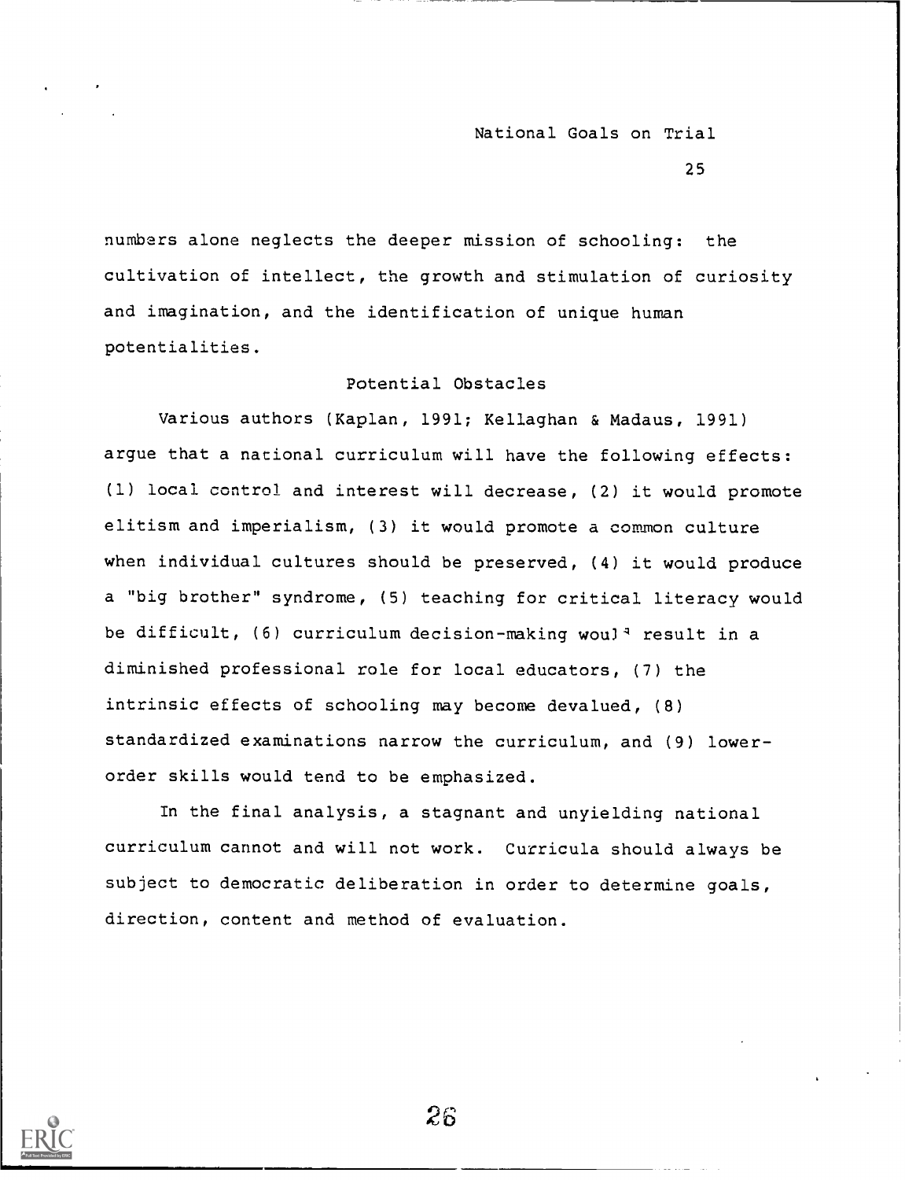numbers alone neglects the deeper mission of schooling: the cultivation of intellect, the growth and stimulation of curiosity and imagination, and the identification of unique human potentialities.

## Potential Obstacles

Various authors (Kaplan, 1991; Kellaghan & Madaus, 1991) argue that a national curriculum will have the following effects: (1) local control and interest will decrease, (2) it would promote elitism and imperialism, (3) it would promote a common culture when individual cultures should be preserved, (4) it would produce a "big brother" syndrome, (5) teaching for critical literacy would be difficult, (6) curriculum decision-making would result in a diminished professional role for local educators, (7) the intrinsic effects of schooling may become devalued, (8) standardized examinations narrow the curriculum, and (9) lower-order skills would tend to be emphasized.

In the final analysis, a stagnant and unyielding national curriculum cannot and will not work. Curricula should always be subject to democratic deliberation in order to determine goals, direction, content and method of evaluation.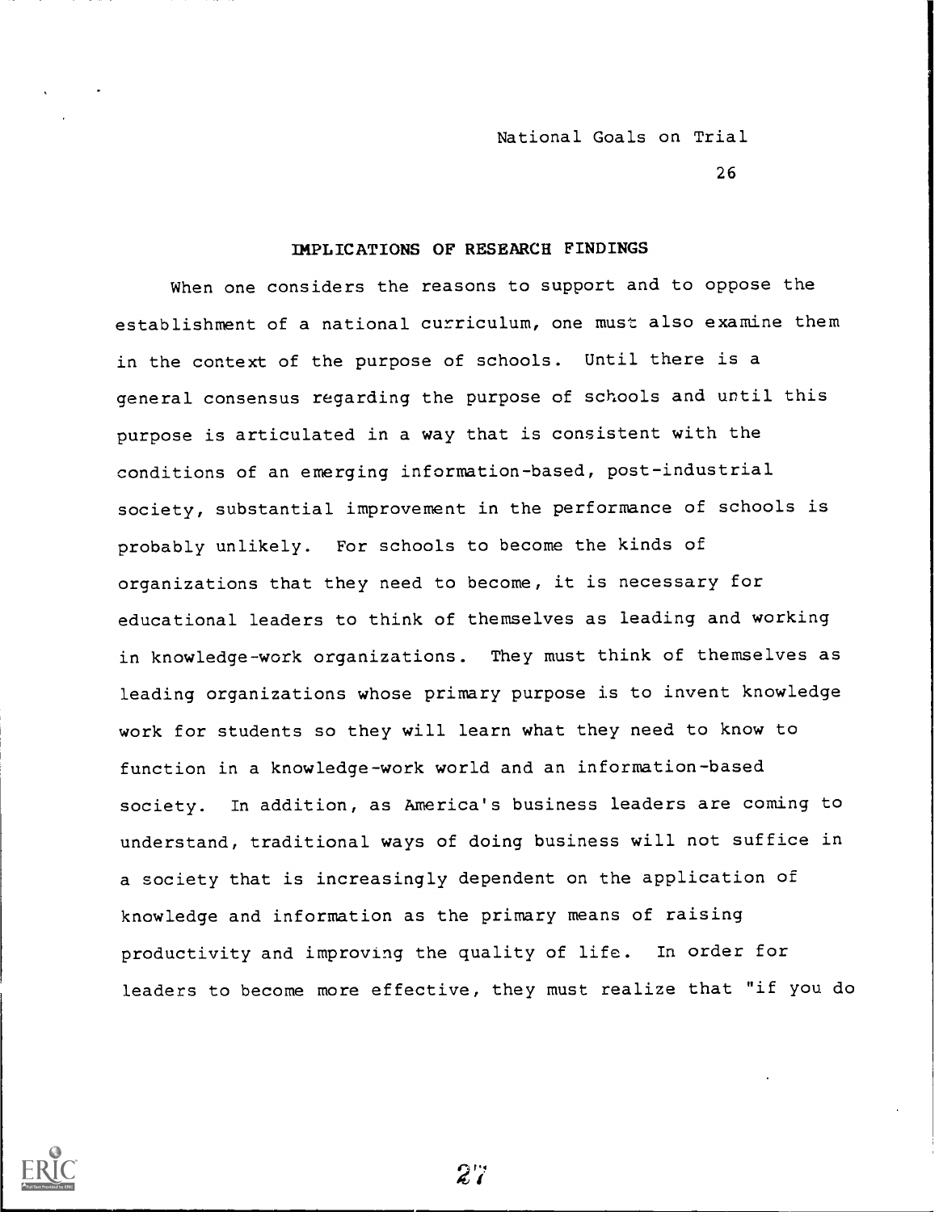## IMPLICATIONS OF RESEARCH FINDINGS

When one considers the reasons to support and to oppose the establishment of a national curriculum, one must also examine them in the context of the purpose of schools. Until there is a general consensus regarding the purpose of schools and until this purpose is articulated in a way that is consistent with the conditions of an emerging information-based, post-industrial society, substantial improvement in the performance of schools is probably unlikely. For schools to become the kinds of organizations that they need to become, it is necessary for educational leaders to think of themselves as leading and working in knowledge-work organizations. They must think of themselves as leading organizations whose primary purpose is to invent knowledge work for students so they will learn what they need to know to function in a knowledge-work world and an information-based society. In addition, as America's business leaders are coming to understand, traditional ways of doing business will not suffice in a society that is increasingly dependent on the application of knowledge and information as the primary means of raising productivity and improving the quality of life. In order for leaders to become more effective, they must realize that "if you do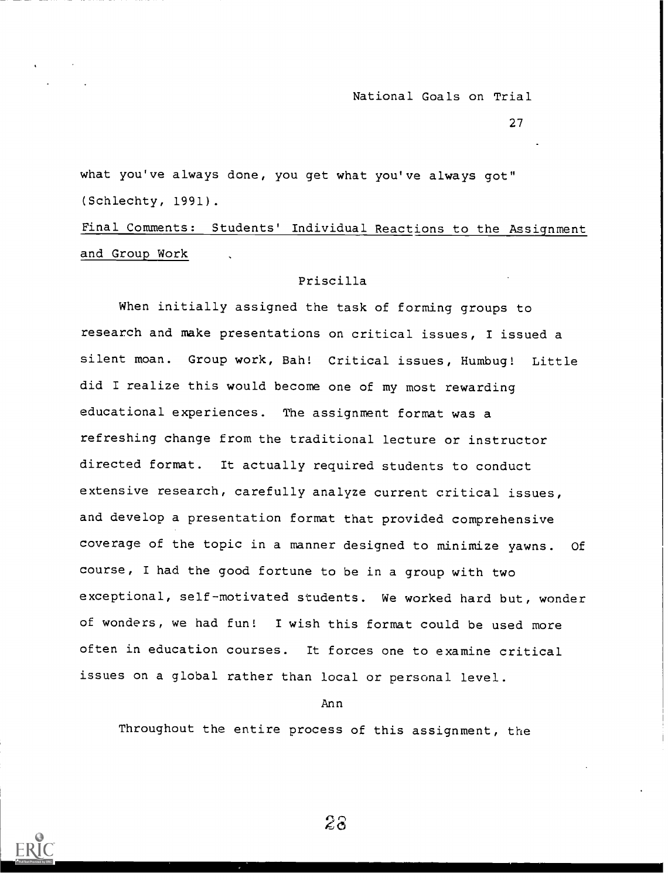what you've always done, you get what you've always got" (Schlechty, 1991).

Final Comments: Students' Individual Reactions to the Assignment and Group Work

Priscilla

When initially assigned the task of forming groups to research and make presentations on critical issues, I issued a silent moan. Group work, Bah! Critical issues, Humbug! Little did I realize this would become one of my most rewarding educational experiences. The assignment format was a refreshing change from the traditional lecture or instructor directed format. It actually required students to conduct extensive research, carefully analyze current critical issues, and develop a presentation format that provided comprehensive coverage of the topic in a manner designed to minimize yawns. Of course, I had the good fortune to be in a group with two exceptional, self-motivated students. We worked hard but, wonder of wonders, we had fun! I wish this format could be used more often in education courses. It forces one to examine critical issues on a global rather than local or personal level.

Ann

Throughout the entire process of this assignment, the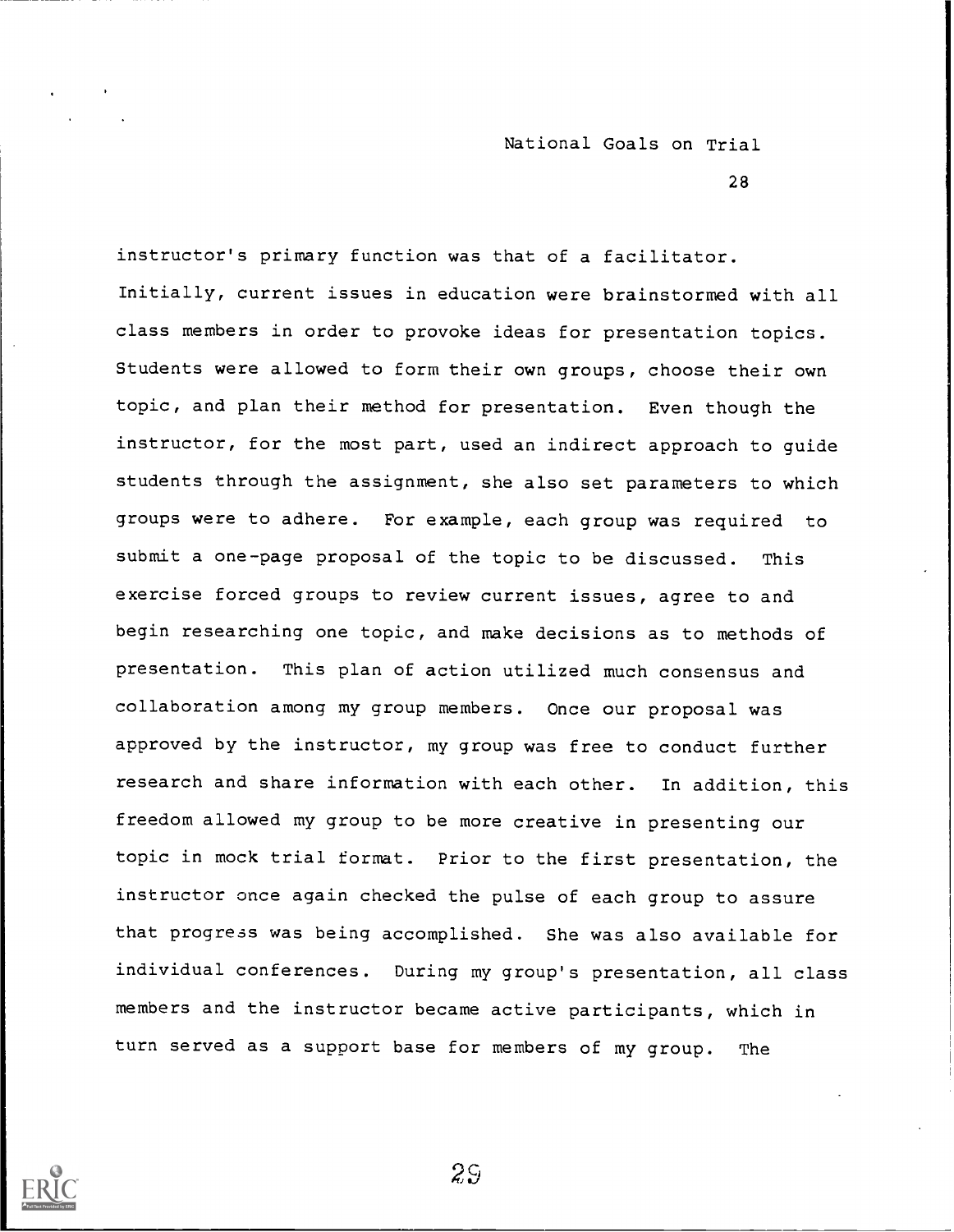instructor's primary function was that of a facilitator. Initially, current issues in education were brainstormed with all class members in order to provoke ideas for presentation topics. Students were allowed to form their own groups, choose their own topic, and plan their method for presentation. Even though the instructor, for the most part, used an indirect approach to guide students through the assignment, she also set parameters to which groups were to adhere. For example, each group was required to submit a one-page proposal of the topic to be discussed. This exercise forced groups to review current issues, agree to and begin researching one topic, and make decisions as to methods of presentation. This plan of action utilized much consensus and collaboration among my group members. Once our proposal was approved by the instructor, my group was free to conduct further research and share information with each other. In addition, this freedom allowed my group to be more creative in presenting our topic in mock trial format. Prior to the first presentation, the instructor once again checked the pulse of each group to assure that progress was being accomplished. She was also available for individual conferences. During my group's presentation, all class members and the instructor became active participants, which in turn served as a support base for members of my group. The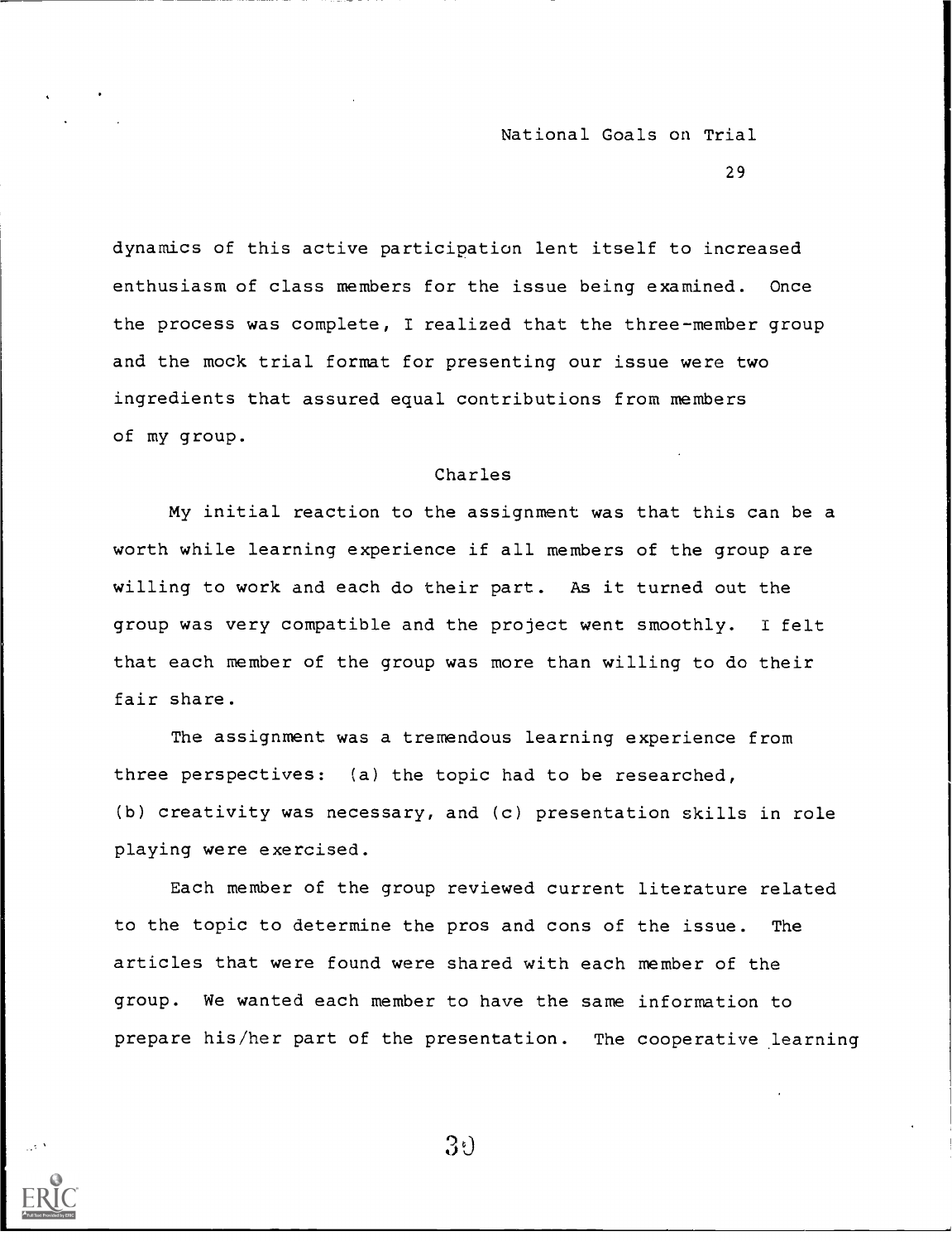dynamics of this active participation lent itself to increased enthusiasm of class members for the issue being examined. Once the process was complete, I realized that the three-member group and the mock trial format for presenting our issue were two ingredients that assured equal contributions from members of my group.

## Charles

My initial reaction to the assignment was that this can be a worth while learning experience if all members of the group are willing to work and each do their part. As it turned out the group was very compatible and the project went smoothly. I felt that each member of the group was more than willing to do their fair share.

The assignment was a tremendous learning experience from three perspectives: (a) the topic had to be researched, (b) creativity was necessary, and (c) presentation skills in role playing were exercised.

Each member of the group reviewed current literature related to the topic to determine the pros and cons of the issue. The articles that were found were shared with each member of the group. We wanted each member to have the same information to prepare his/her part of the presentation. The cooperative learning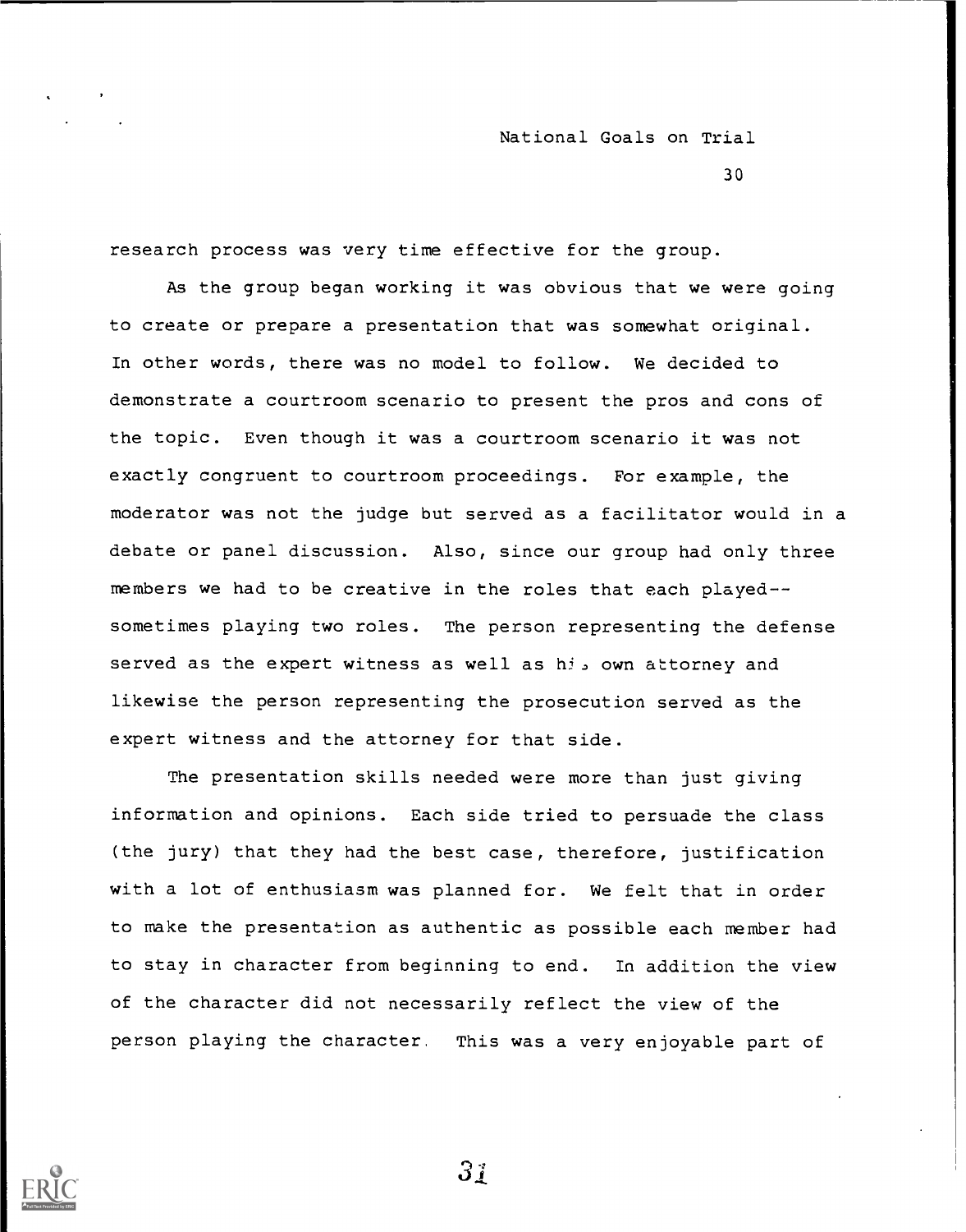research process was very time effective for the group.

As the group began working it was obvious that we were going to create or prepare a presentation that was somewhat original. In other words, there was no model to follow. We decided to demonstrate a courtroom scenario to present the pros and cons of the topic. Even though it was a courtroom scenario it was not exactly congruent to courtroom proceedings. For example, the moderator was not the judge but served as a facilitator would in a debate or panel discussion. Also, since our group had only three members we had to be creative in the roles that each played--sometimes playing two roles. The person representing the defense served as the expert witness as well as his own attorney and likewise the person representing the prosecution served as the expert witness and the attorney for that side.

The presentation skills needed were more than just giving information and opinions. Each side tried to persuade the class (the jury) that they had the best case, therefore, justification with a lot of enthusiasm was planned for. We felt that in order to make the presentation as authentic as possible each member had to stay in character from beginning to end. In addition the view of the character did not necessarily reflect the view of the person playing the character. This was a very enjoyable part of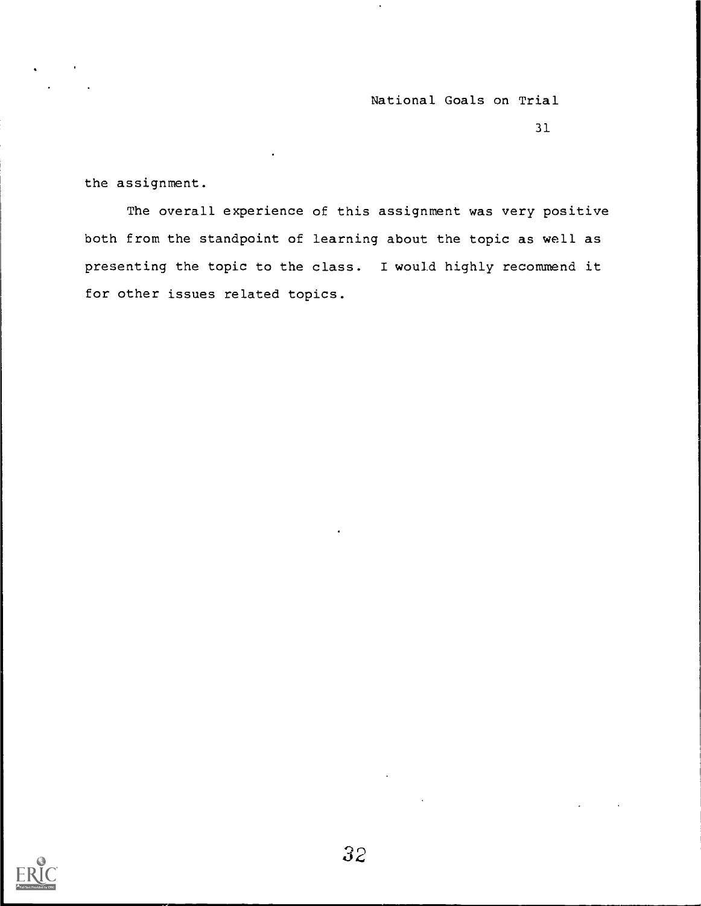the assignment.

The overall experience of this assignment was very positive both from the standpoint of learning about the topic as well as presenting the topic to the class. I would highly recommend it for other issues related topics.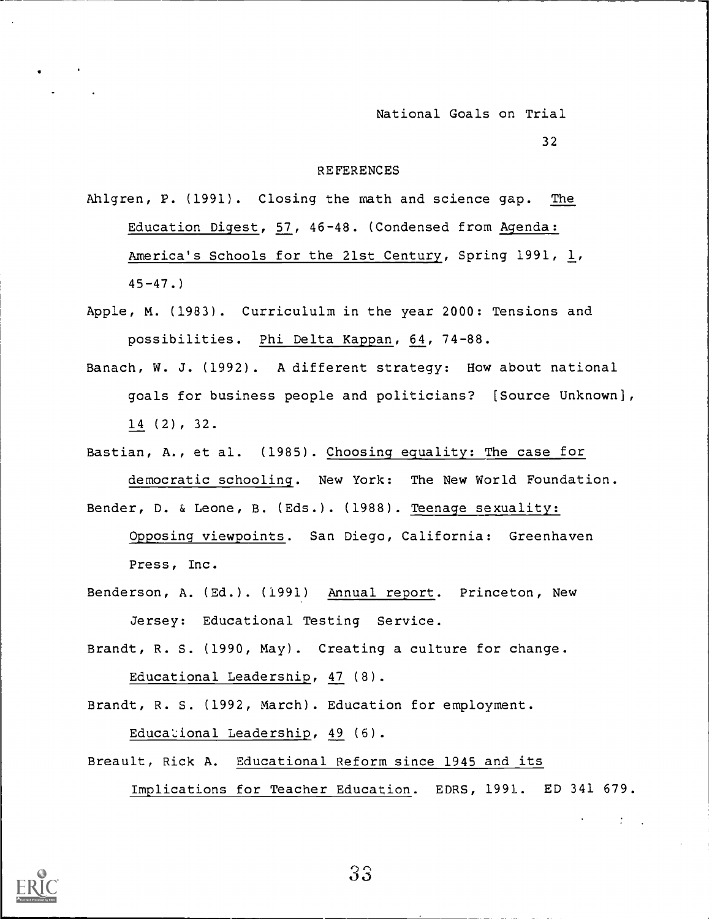# REFERENCES

Ahlgren, P. (1991). Closing the math and science gap. *The Education Digest*, *57*, 46-48. (Condensed from *Agenda: America's Schools for the 21st Century*, Spring 1991, *1*, 45-47.)

Apple, M. (1983). Curricululm in the year 2000: Tensions and possibilities. *Phi Delta Kappan*, *64*, 74-88.

Banach, W. J. (1992). A different strategy: How about national goals for business people and politicians? [Source Unknown], *14* (2), 32.

Bastian, A., et al. (1985). *Choosing equality: The case for democratic schooling*. New York: The New World Foundation.

Bender, D. & Leone, B. (Eds.). (1988). *Teenage sexuality: Opposing viewpoints*. San Diego, California: Greenhaven Press, Inc.

Benderson, A. (Ed.). (1991) *Annual report*. Princeton, New Jersey: Educational Testing Service.

Brandt, R. S. (1990, May). Creating a culture for change. *Educational Leadership*, *47* (8).

Brandt, R. S. (1992, March). Education for employment. *Educational Leadership*, *49* (6).

Breault, Rick A. *Educational Reform since 1945 and its Implications for Teacher Education*. EDRS, 1991. ED 341 679.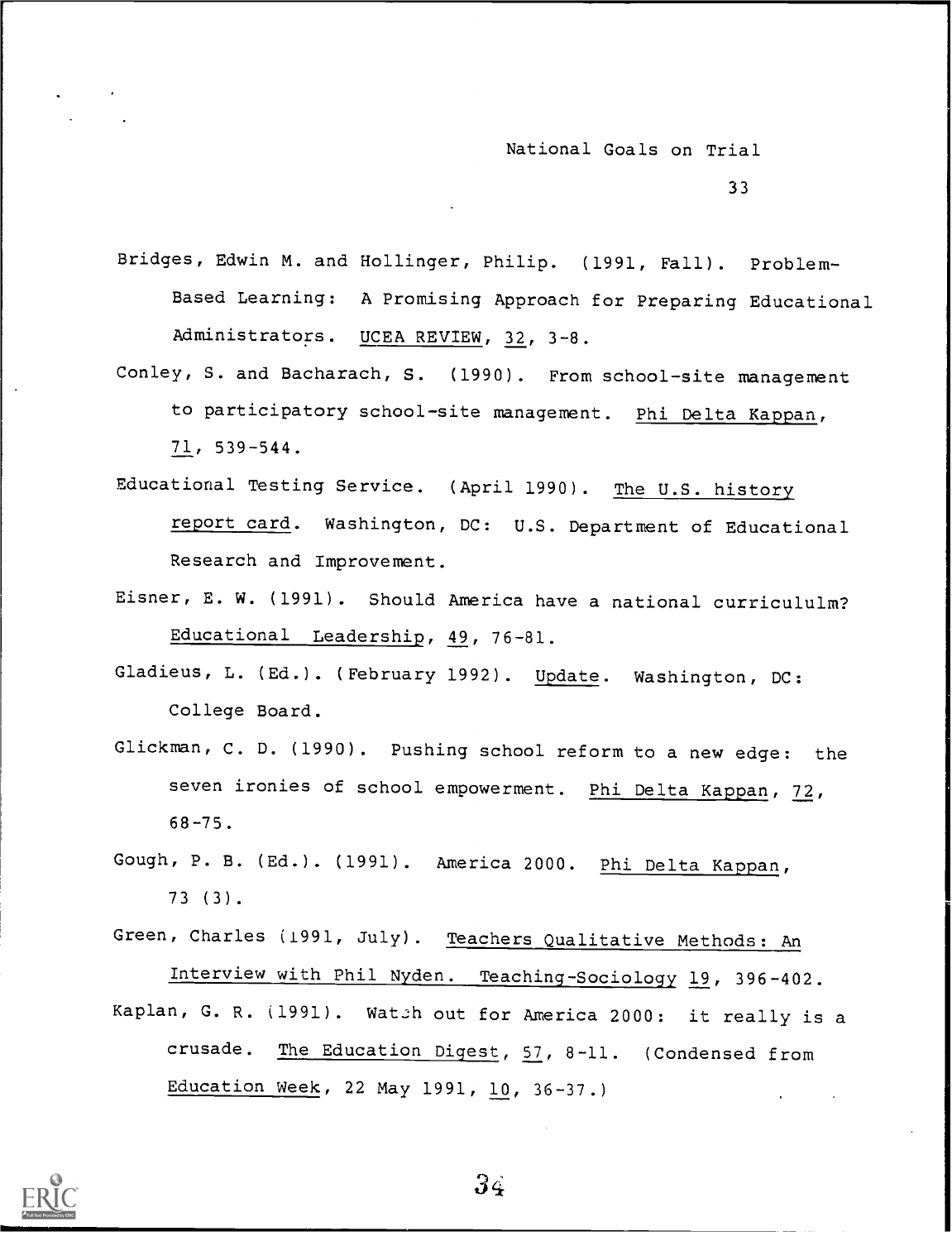Bridges, Edwin M. and Hollinger, Philip. (1991, Fall). Problem-Based Learning: A Promising Approach for Preparing Educational Administrators. UCEA REVIEW, 32, 3-8.

Conley, S. and Bacharach, S. (1990). From school-site management to participatory school-site management. Phi Delta Kappan, 71, 539-544.

Educational Testing Service. (April 1990). The U.S. history report card. Washington, DC: U.S. Department of Educational Research and Improvement.

Eisner, E. W. (1991). Should America have a national curricululm? Educational Leadership, 49, 76-81.

Gladieus, L. (Ed.). (February 1992). Update. Washington, DC: College Board.

Glickman, C. D. (1990). Pushing school reform to a new edge: the seven ironies of school empowerment. Phi Delta Kappan, 72, 68-75.

Gough, P. B. (Ed.). (1991). America 2000. Phi Delta Kappan, 73 (3).

Green, Charles (1991, July). Teachers Qualitative Methods: An Interview with Phil Nyden. Teaching-Sociology 19, 396-402.

Kaplan, G. R. (1991). Watch out for America 2000: it really is a crusade. The Education Digest, 57, 8-11. (Condensed from Education Week, 22 May 1991, 10, 36-37.)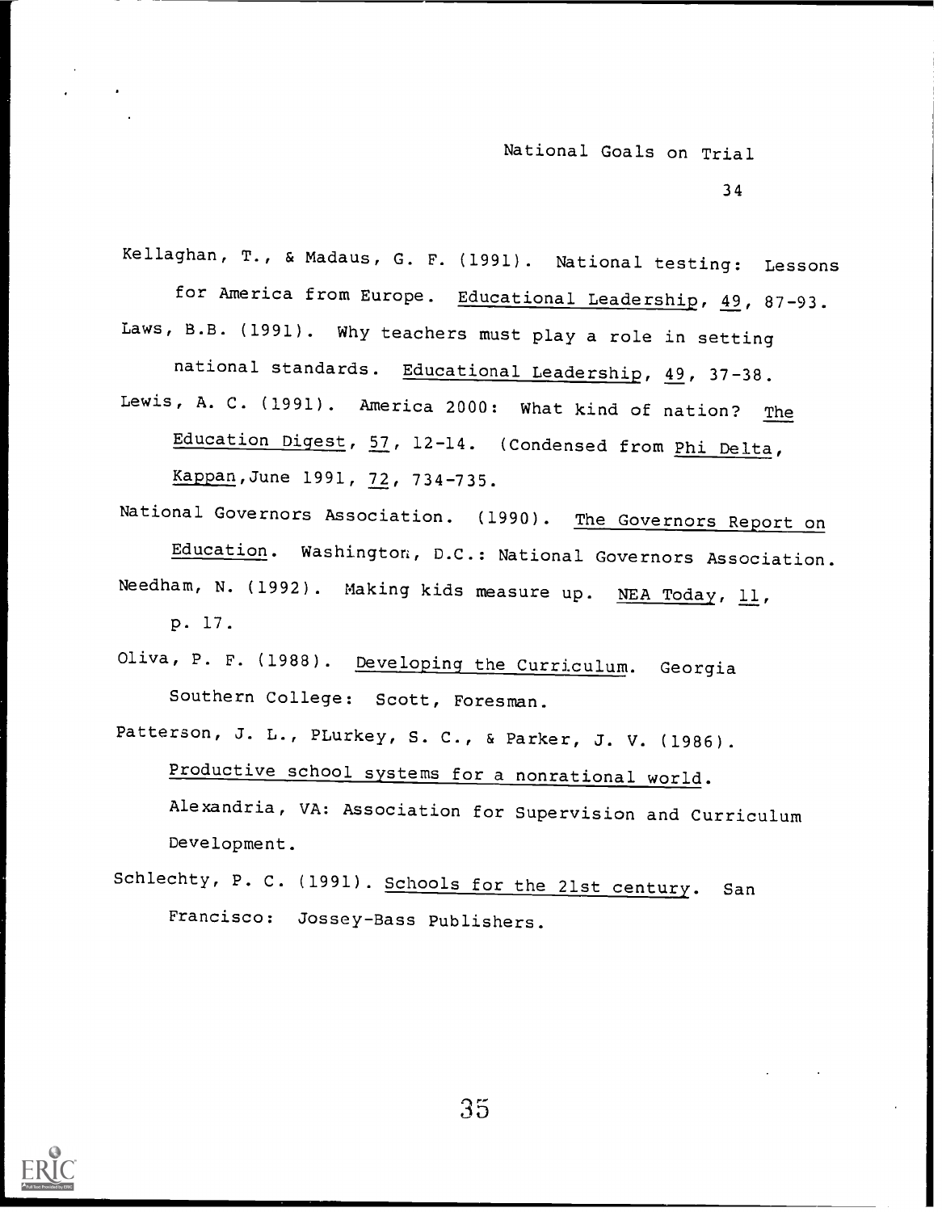Kellaghan, T., & Madaus, G. F. (1991). National testing: Lessons for America from Europe. _Educational Leadership_, _49_, 87-93.

Laws, B.B. (1991). Why teachers must play a role in setting national standards. _Educational Leadership_, _49_, 37-38.

Lewis, A. C. (1991). America 2000: What kind of nation? _The Education Digest_, _57_, 12-14. (Condensed from _Phi Delta, Kappan_, June 1991, _72_, 734-735.

National Governors Association. (1990). _The Governors Report on Education_. Washington, D.C.: National Governors Association.

Needham, N. (1992). Making kids measure up. _NEA Today_, _11_, p. 17.

Oliva, P. F. (1988). _Developing the Curriculum_. Georgia Southern College: Scott, Foresman.

Patterson, J. L., PLurkey, S. C., & Parker, J. V. (1986). _Productive school systems for a nonrational world_. Alexandria, VA: Association for Supervision and Curriculum Development.

Schlechty, P. C. (1991). _Schools for the 21st century_. San Francisco: Jossey-Bass Publishers.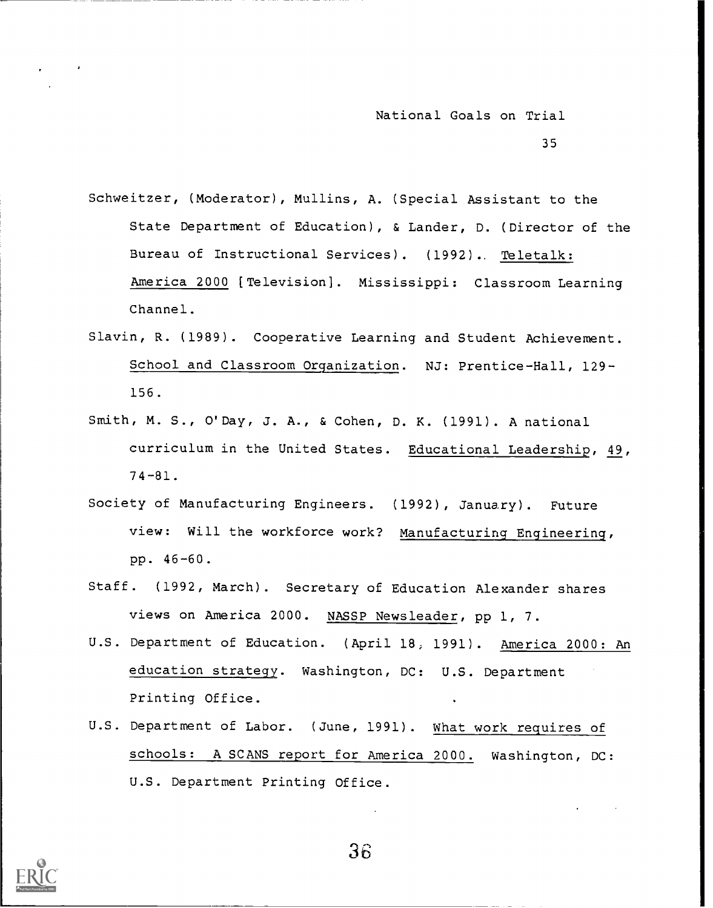Schweitzer, (Moderator), Mullins, A. (Special Assistant to the State Department of Education), & Lander, D. (Director of the Bureau of Instructional Services). (1992).. Teletalk: America 2000 [Television]. Mississippi: Classroom Learning Channel.

Slavin, R. (1989). Cooperative Learning and Student Achievement. School and Classroom Organization. NJ: Prentice-Hall, 129-156.

Smith, M. S., O'Day, J. A., & Cohen, D. K. (1991). A national curriculum in the United States. Educational Leadership, 49, 74-81.

Society of Manufacturing Engineers. (1992), January). Future view: Will the workforce work? Manufacturing Engineering, pp. 46-60.

Staff. (1992, March). Secretary of Education Alexander shares views on America 2000. NASSP Newsleader, pp 1, 7.

U.S. Department of Education. (April 18, 1991). America 2000: An education strategy. Washington, DC: U.S. Department Printing Office.

U.S. Department of Labor. (June, 1991). What work requires of schools: A SCANS report for America 2000. Washington, DC: U.S. Department Printing Office.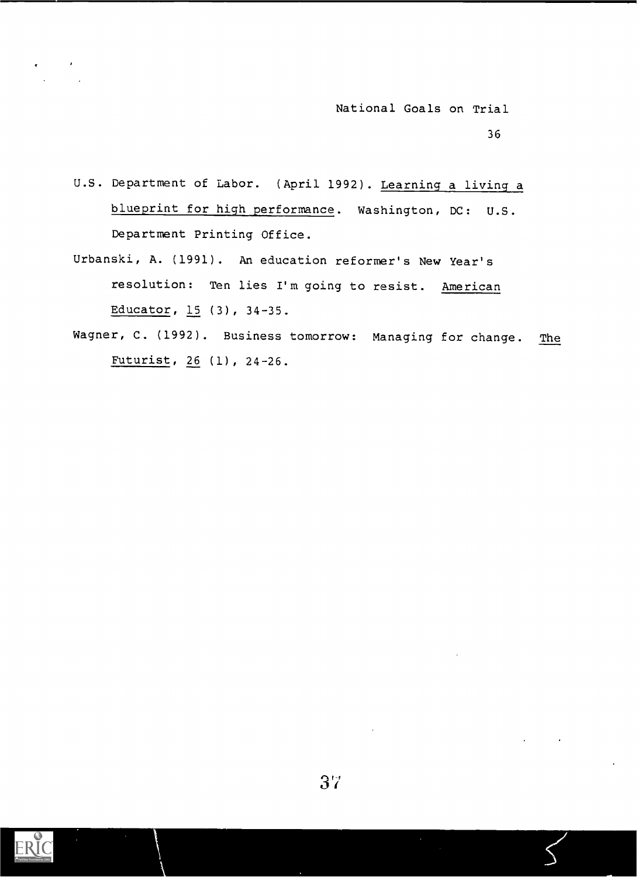U.S. Department of Labor. (April 1992). Learning a living a blueprint for high performance. Washington, DC: U.S. Department Printing Office.

Urbanski, A. (1991). An education reformer's New Year's resolution: Ten lies I'm going to resist. American Educator, 15 (3), 34-35.

Wagner, C. (1992). Business tomorrow: Managing for change. The Futurist, 26 (1), 24-26.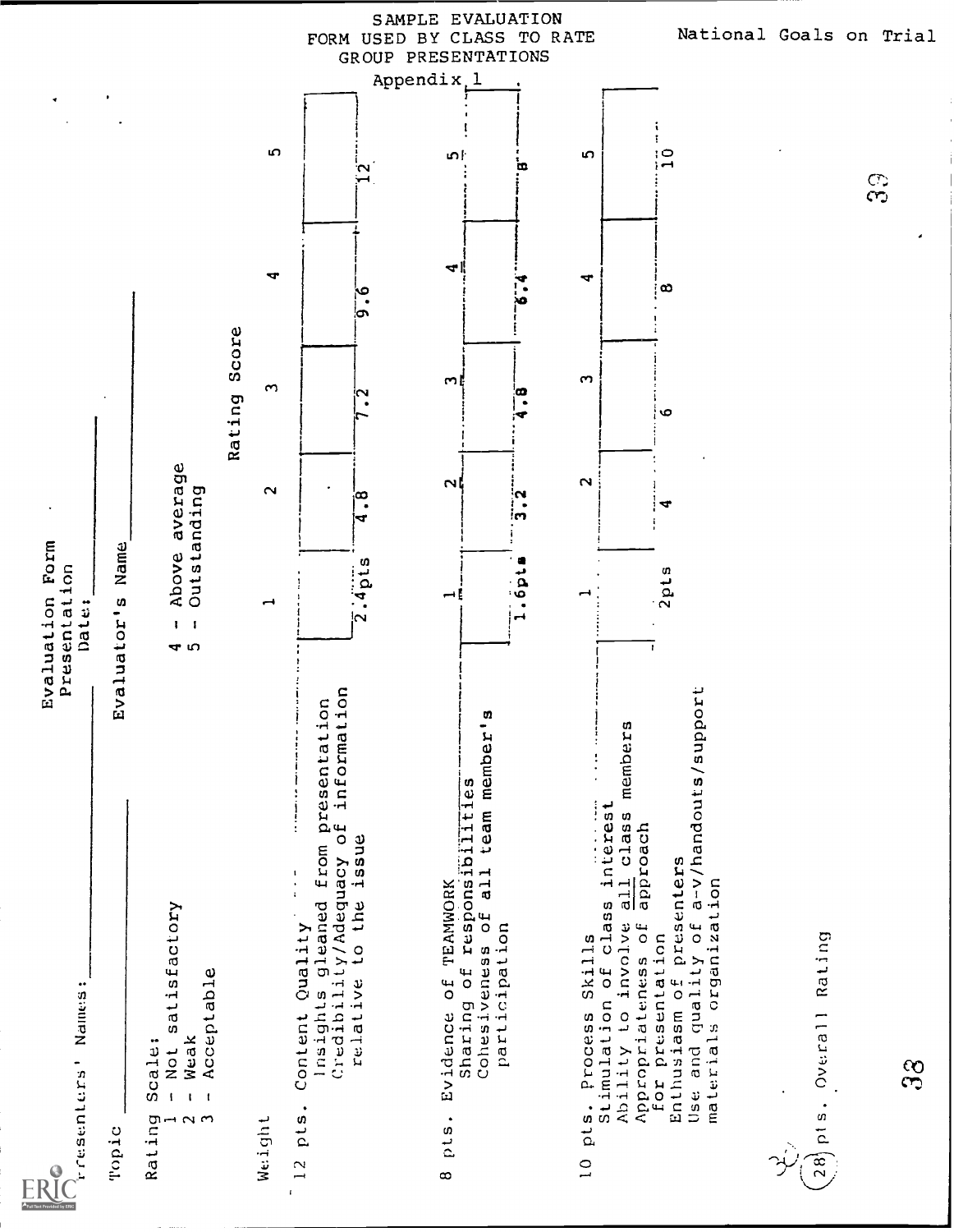SAMPLE EVALUATION FORM USED BY CLASS TO RATE GROUP PRESENTATIONS

Appendix 1

# Evaluation Form

Presentation Date: \_\_\_\_\_\_\_\_

Presenters' Names: \_\_\_\_\_\_\_\_

Topic \_\_\_\_\_\_\_\_ Evaluator's Name \_\_\_\_\_\_\_\_

Rating Scale:
1 - Not satisfactory
2 - Weak
3 - Acceptable
4 - Above average
5 - Outstanding

| Weight | Rating Score 1 | 2 | 3 | 4 | 5 |
|---|---|---|---|---|---|
| 12 pts. Content Quality<br>Insights gleaned from presentation<br>Credibility/Adequacy of information relative to the issue | 2.4pts | 4.8 | 7.2 | 9.6 | 12 |
| 8 pts. Evidence of TEAMWORK<br>Sharing of responsibilities<br>Cohesiveness of all team member's participation | 1.6pts | 3.2 | 4.8 | 6.4 | 8 |
| 10 pts. Process Skills<br>Stimulation of class interest<br>Ability to involve all class members<br>Appropriateness of approach for presentation<br>Enthusiasm of presenters<br>Use and quality of a-v/handouts/support materials organization | 2pts | 4 | 6 | 8 | 10 |

30 (28) pts. Overall Rating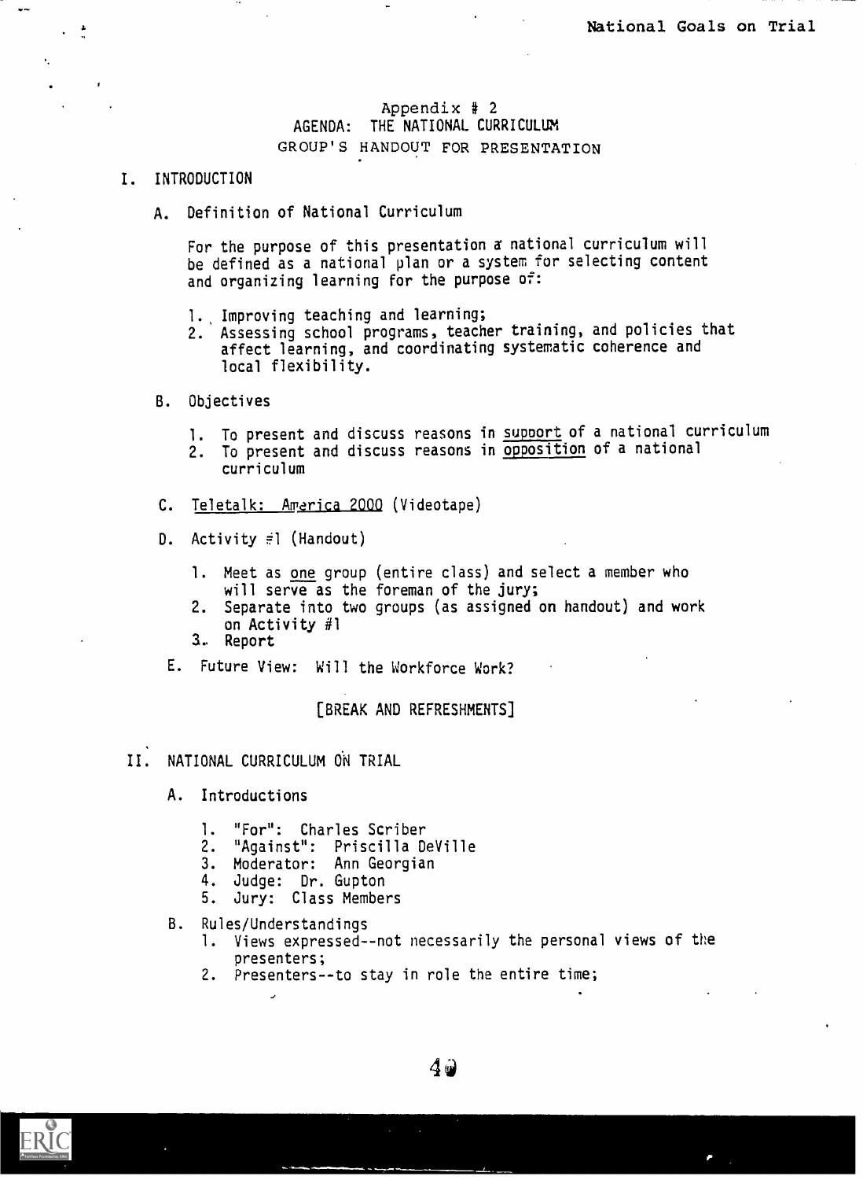Appendix # 2

AGENDA: THE NATIONAL CURRICULUM

GROUP'S HANDOUT FOR PRESENTATION

## I. INTRODUCTION

### A. Definition of National Curriculum

For the purpose of this presentation a national curriculum will be defined as a national plan or a system for selecting content and organizing learning for the purpose of:

1. Improving teaching and learning;
2. Assessing school programs, teacher training, and policies that affect learning, and coordinating systematic coherence and local flexibility.

### B. Objectives

1. To present and discuss reasons in <u>support</u> of a national curriculum
2. To present and discuss reasons in <u>opposition</u> of a national curriculum

### C. <u>Teletalk: America 2000</u> (Videotape)

### D. Activity #1 (Handout)

1. Meet as <u>one</u> group (entire class) and select a member who will serve as the foreman of the jury;
2. Separate into two groups (as assigned on handout) and work on Activity #1
3. Report

### E. Future View: Will the Workforce Work?

[BREAK AND REFRESHMENTS]

## II. NATIONAL CURRICULUM ON TRIAL

### A. Introductions

1. "For": Charles Scriber
2. "Against": Priscilla DeVille
3. Moderator: Ann Georgian
4. Judge: Dr. Gupton
5. Jury: Class Members

### B. Rules/Understandings

1. Views expressed--not necessarily the personal views of the presenters;
2. Presenters--to stay in role the entire time;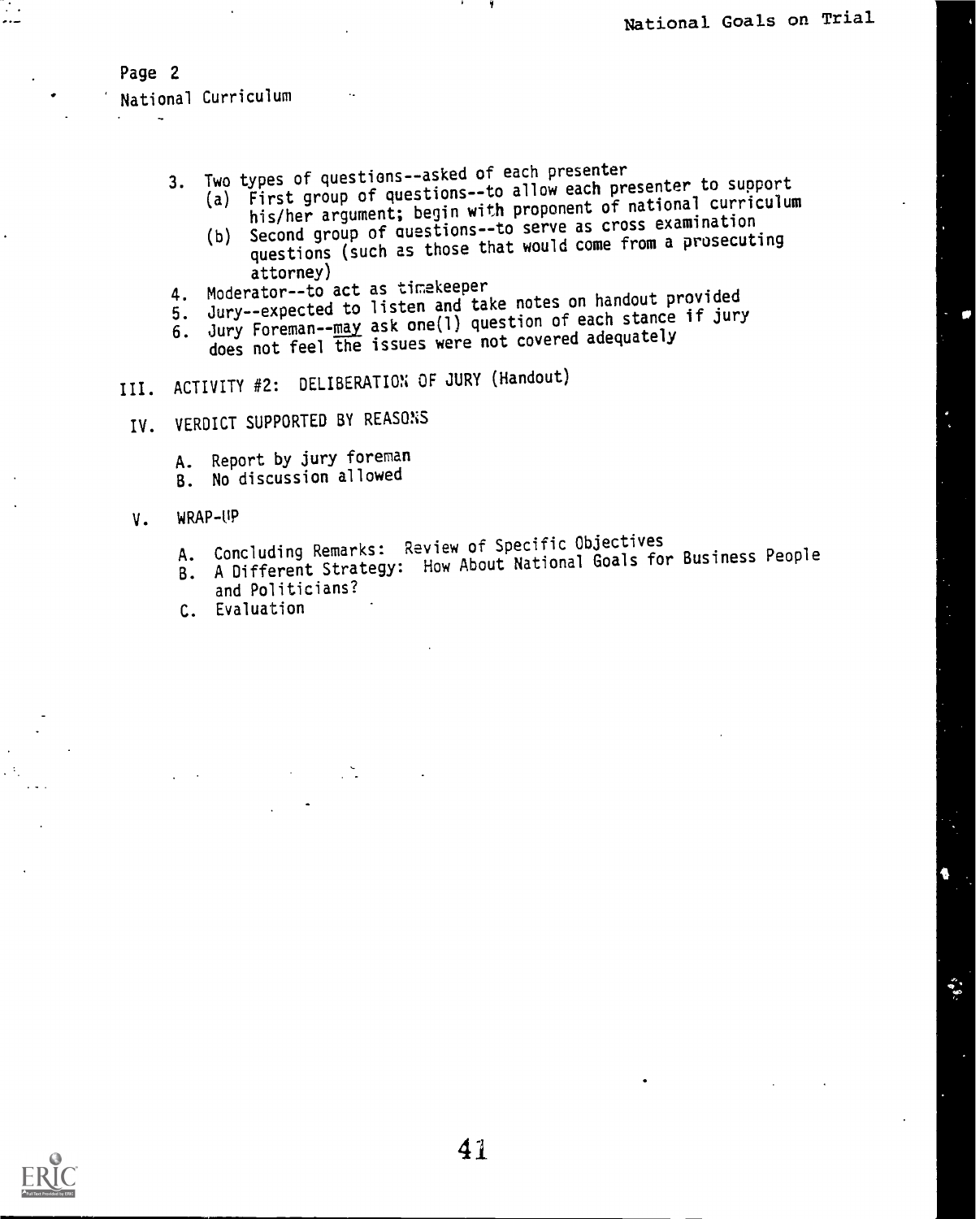Page 2

National Curriculum

3. Two types of questions--asked of each presenter
   (a) First group of questions--to allow each presenter to support his/her argument; begin with proponent of national curriculum
   (b) Second group of questions--to serve as cross examination questions (such as those that would come from a prosecuting attorney)
4. Moderator--to act as timekeeper
5. Jury--expected to listen and take notes on handout provided
6. Jury Foreman--*may* ask one(1) question of each stance if jury does not feel the issues were not covered adequately

III. ACTIVITY #2: DELIBERATION OF JURY (Handout)

IV. VERDICT SUPPORTED BY REASONS

   A. Report by jury foreman
   B. No discussion allowed

V. WRAP-UP

   A. Concluding Remarks: Review of Specific Objectives
   B. A Different Strategy: How About National Goals for Business People and Politicians?
   C. Evaluation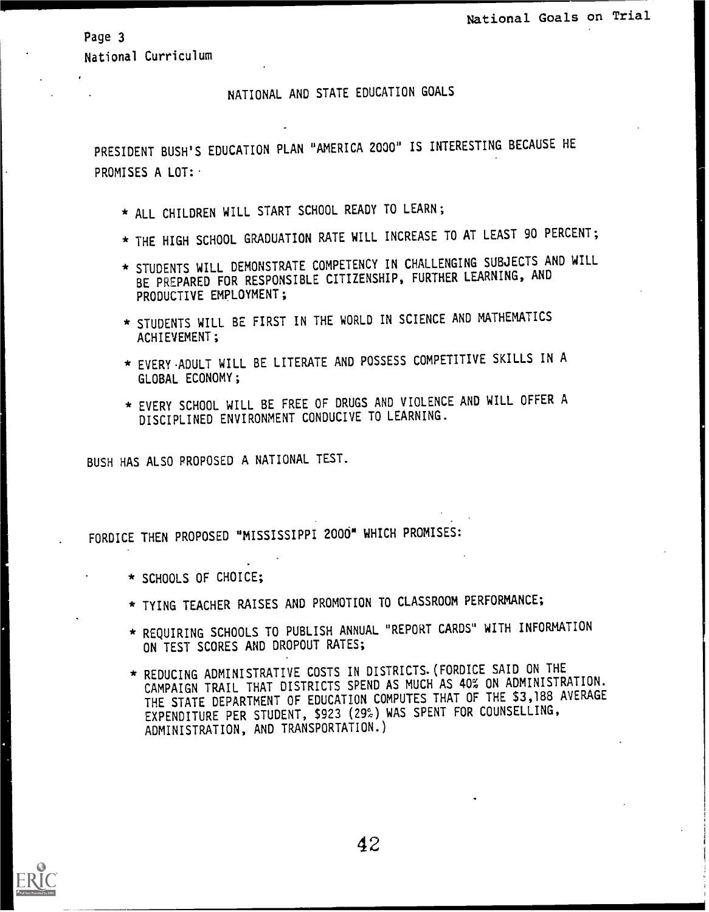Page 3
National Curriculum

## NATIONAL AND STATE EDUCATION GOALS

PRESIDENT BUSH'S EDUCATION PLAN "AMERICA 2000" IS INTERESTING BECAUSE HE PROMISES A LOT:

* ALL CHILDREN WILL START SCHOOL READY TO LEARN;
* THE HIGH SCHOOL GRADUATION RATE WILL INCREASE TO AT LEAST 90 PERCENT;
* STUDENTS WILL DEMONSTRATE COMPETENCY IN CHALLENGING SUBJECTS AND WILL BE PREPARED FOR RESPONSIBLE CITIZENSHIP, FURTHER LEARNING, AND PRODUCTIVE EMPLOYMENT;
* STUDENTS WILL BE FIRST IN THE WORLD IN SCIENCE AND MATHEMATICS ACHIEVEMENT;
* EVERY ADULT WILL BE LITERATE AND POSSESS COMPETITIVE SKILLS IN A GLOBAL ECONOMY;
* EVERY SCHOOL WILL BE FREE OF DRUGS AND VIOLENCE AND WILL OFFER A DISCIPLINED ENVIRONMENT CONDUCIVE TO LEARNING.

BUSH HAS ALSO PROPOSED A NATIONAL TEST.

FORDICE THEN PROPOSED "MISSISSIPPI 2000" WHICH PROMISES:

* SCHOOLS OF CHOICE;
* TYING TEACHER RAISES AND PROMOTION TO CLASSROOM PERFORMANCE;
* REQUIRING SCHOOLS TO PUBLISH ANNUAL "REPORT CARDS" WITH INFORMATION ON TEST SCORES AND DROPOUT RATES;
* REDUCING ADMINISTRATIVE COSTS IN DISTRICTS. (FORDICE SAID ON THE CAMPAIGN TRAIL THAT DISTRICTS SPEND AS MUCH AS 40% ON ADMINISTRATION. THE STATE DEPARTMENT OF EDUCATION COMPUTES THAT OF THE $3,188 AVERAGE EXPENDITURE PER STUDENT, $923 (29%) WAS SPENT FOR COUNSELLING, ADMINISTRATION, AND TRANSPORTATION.)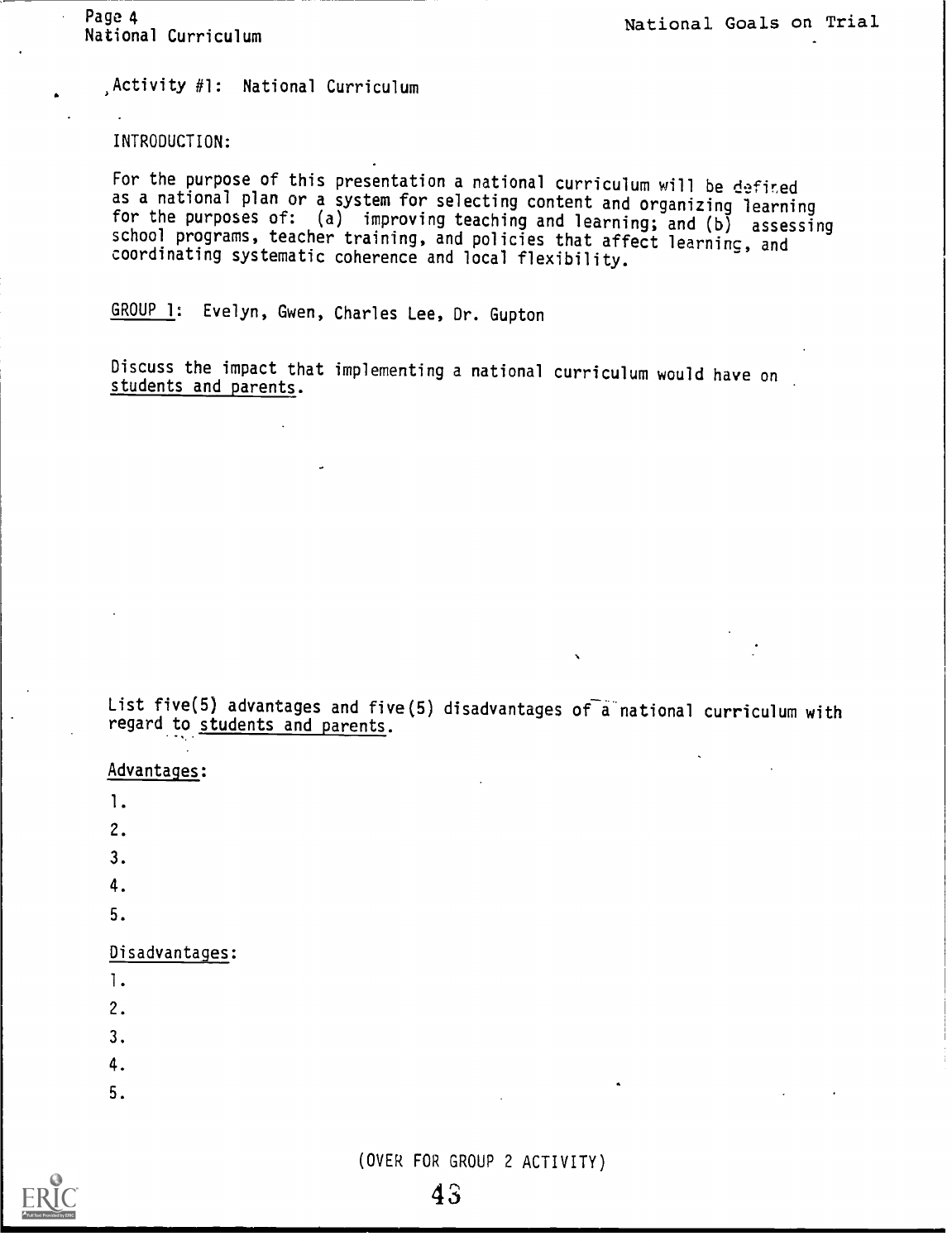## Activity #1: National Curriculum

INTRODUCTION:

For the purpose of this presentation a national curriculum will be defined as a national plan or a system for selecting content and organizing learning for the purposes of: (a) improving teaching and learning; and (b) assessing school programs, teacher training, and policies that affect learning, and coordinating systematic coherence and local flexibility.

GROUP 1: Evelyn, Gwen, Charles Lee, Dr. Gupton

Discuss the impact that implementing a national curriculum would have on students and parents.

List five(5) advantages and five(5) disadvantages of a national curriculum with regard to students and parents.

Advantages:

1.
2.
3.
4.
5.

Disadvantages:

1.
2.
3.
4.
5.

(OVER FOR GROUP 2 ACTIVITY)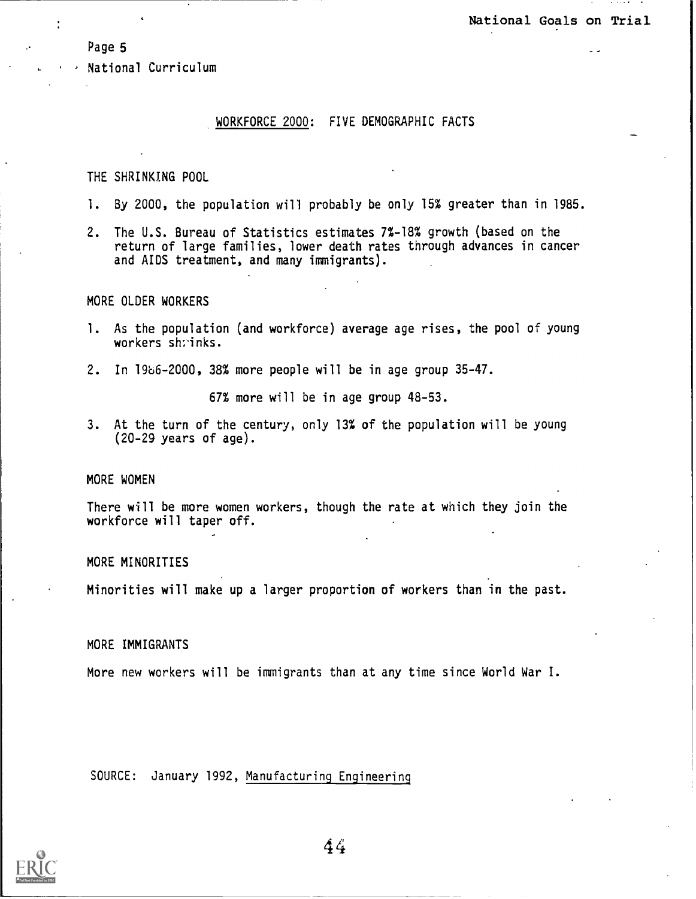Page 5

National Curriculum

## WORKFORCE 2000: FIVE DEMOGRAPHIC FACTS

### THE SHRINKING POOL

1. By 2000, the population will probably be only 15% greater than in 1985.
2. The U.S. Bureau of Statistics estimates 7%-18% growth (based on the return of large families, lower death rates through advances in cancer and AIDS treatment, and many immigrants).

### MORE OLDER WORKERS

1. As the population (and workforce) average age rises, the pool of young workers shrinks.
2. In 1986-2000, 38% more people will be in age group 35-47.

   67% more will be in age group 48-53.
3. At the turn of the century, only 13% of the population will be young (20-29 years of age).

### MORE WOMEN

There will be more women workers, though the rate at which they join the workforce will taper off.

### MORE MINORITIES

Minorities will make up a larger proportion of workers than in the past.

### MORE IMMIGRANTS

More new workers will be immigrants than at any time since World War I.

SOURCE: January 1992, Manufacturing Engineering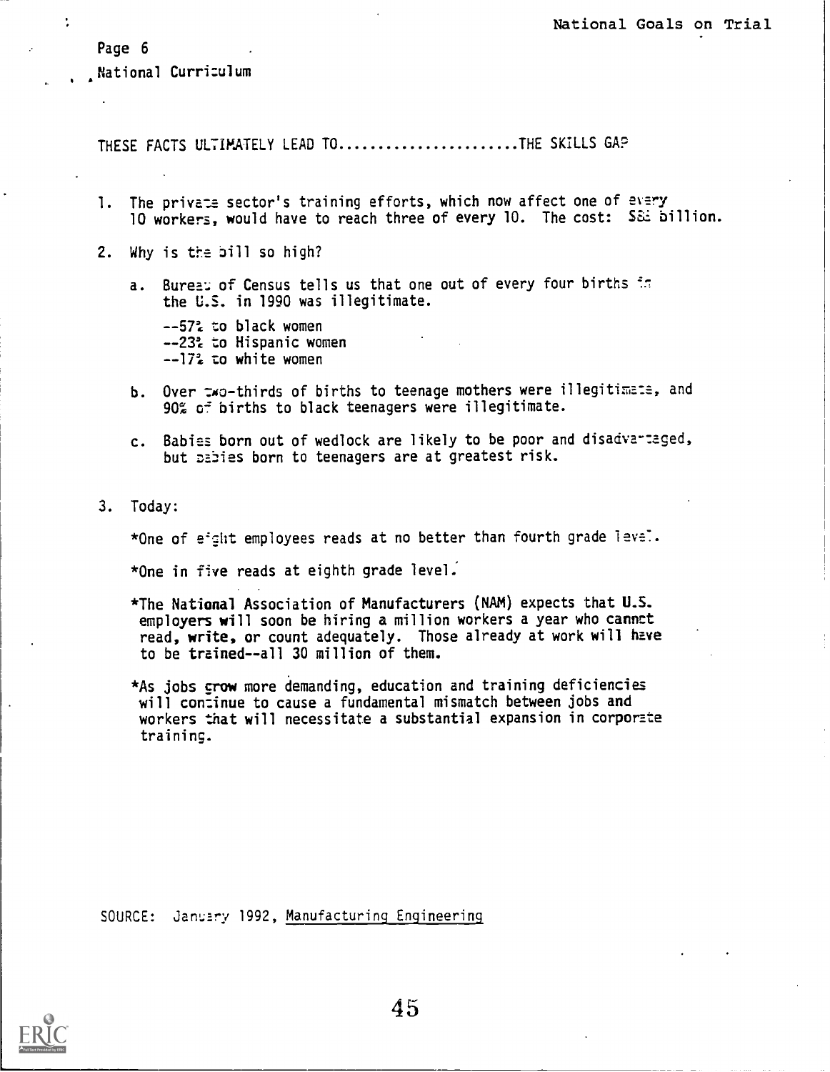THESE FACTS ULTIMATELY LEAD TO......................THE SKILLS GAP

1. The private sector's training efforts, which now affect one of every 10 workers, would have to reach three of every 10. The cost: $88 billion.

2. Why is the bill so high?

   a. Bureau of Census tells us that one out of every four births in the U.S. in 1990 was illegitimate.

      --57% to black women
      --23% to Hispanic women
      --17% to white women

   b. Over two-thirds of births to teenage mothers were illegitimate, and 90% of births to black teenagers were illegitimate.

   c. Babies born out of wedlock are likely to be poor and disadvantaged, but babies born to teenagers are at greatest risk.

3. Today:

   *One of eight employees reads at no better than fourth grade level.

   *One in five reads at eighth grade level.

   *The National Association of Manufacturers (NAM) expects that U.S. employers will soon be hiring a million workers a year who cannot read, write, or count adequately. Those already at work will have to be trained--all 30 million of them.

   *As jobs grow more demanding, education and training deficiencies will continue to cause a fundamental mismatch between jobs and workers that will necessitate a substantial expansion in corporate training.

SOURCE: January 1992, Manufacturing Engineering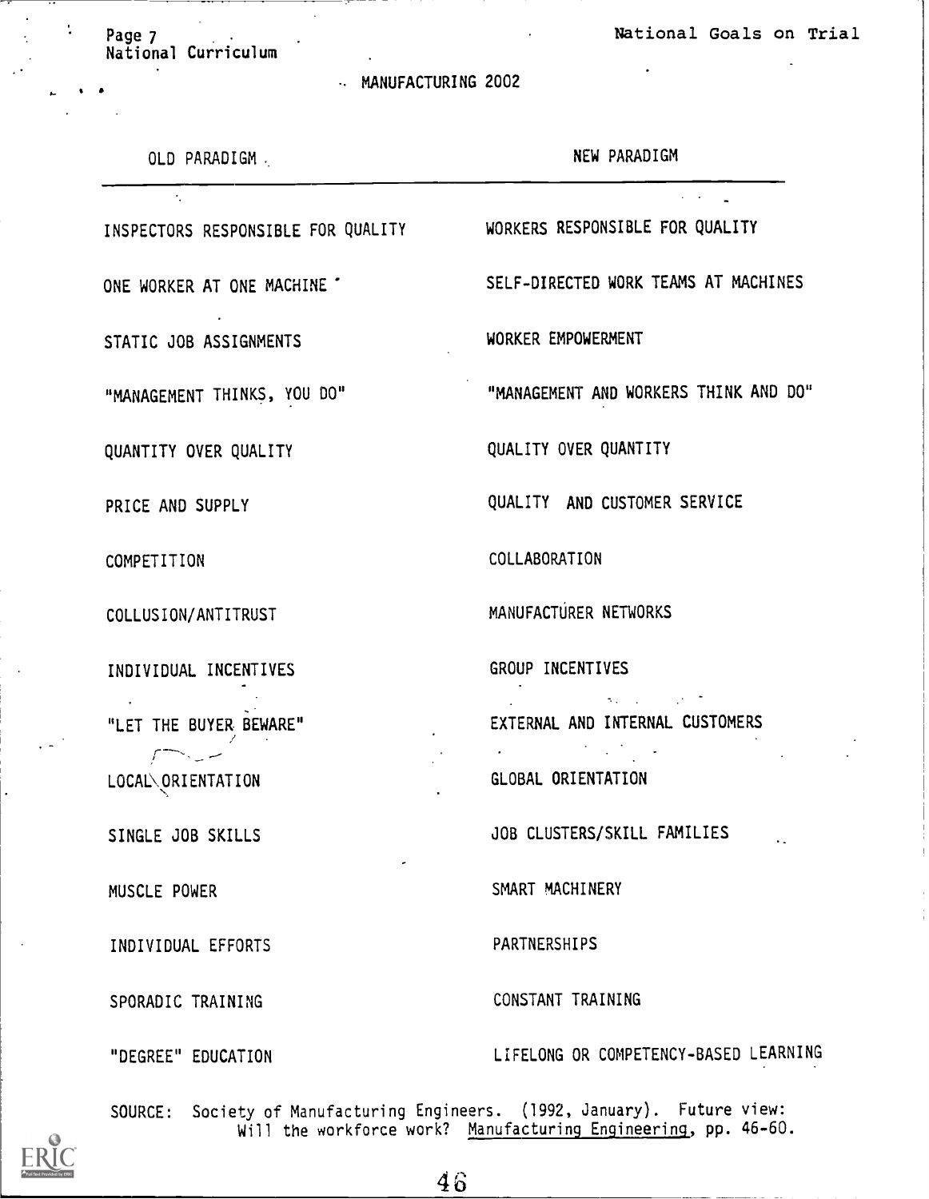## MANUFACTURING 2002

| OLD PARADIGM | NEW PARADIGM |
|---|---|
| INSPECTORS RESPONSIBLE FOR QUALITY | WORKERS RESPONSIBLE FOR QUALITY |
| ONE WORKER AT ONE MACHINE | SELF-DIRECTED WORK TEAMS AT MACHINES |
| STATIC JOB ASSIGNMENTS | WORKER EMPOWERMENT |
| "MANAGEMENT THINKS, YOU DO" | "MANAGEMENT AND WORKERS THINK AND DO" |
| QUANTITY OVER QUALITY | QUALITY OVER QUANTITY |
| PRICE AND SUPPLY | QUALITY AND CUSTOMER SERVICE |
| COMPETITION | COLLABORATION |
| COLLUSION/ANTITRUST | MANUFACTURER NETWORKS |
| INDIVIDUAL INCENTIVES | GROUP INCENTIVES |
| "LET THE BUYER BEWARE" | EXTERNAL AND INTERNAL CUSTOMERS |
| LOCAL ORIENTATION | GLOBAL ORIENTATION |
| SINGLE JOB SKILLS | JOB CLUSTERS/SKILL FAMILIES |
| MUSCLE POWER | SMART MACHINERY |
| INDIVIDUAL EFFORTS | PARTNERSHIPS |
| SPORADIC TRAINING | CONSTANT TRAINING |
| "DEGREE" EDUCATION | LIFELONG OR COMPETENCY-BASED LEARNING |

SOURCE: Society of Manufacturing Engineers. (1992, January). Future view: Will the workforce work? Manufacturing Engineering, pp. 46-60.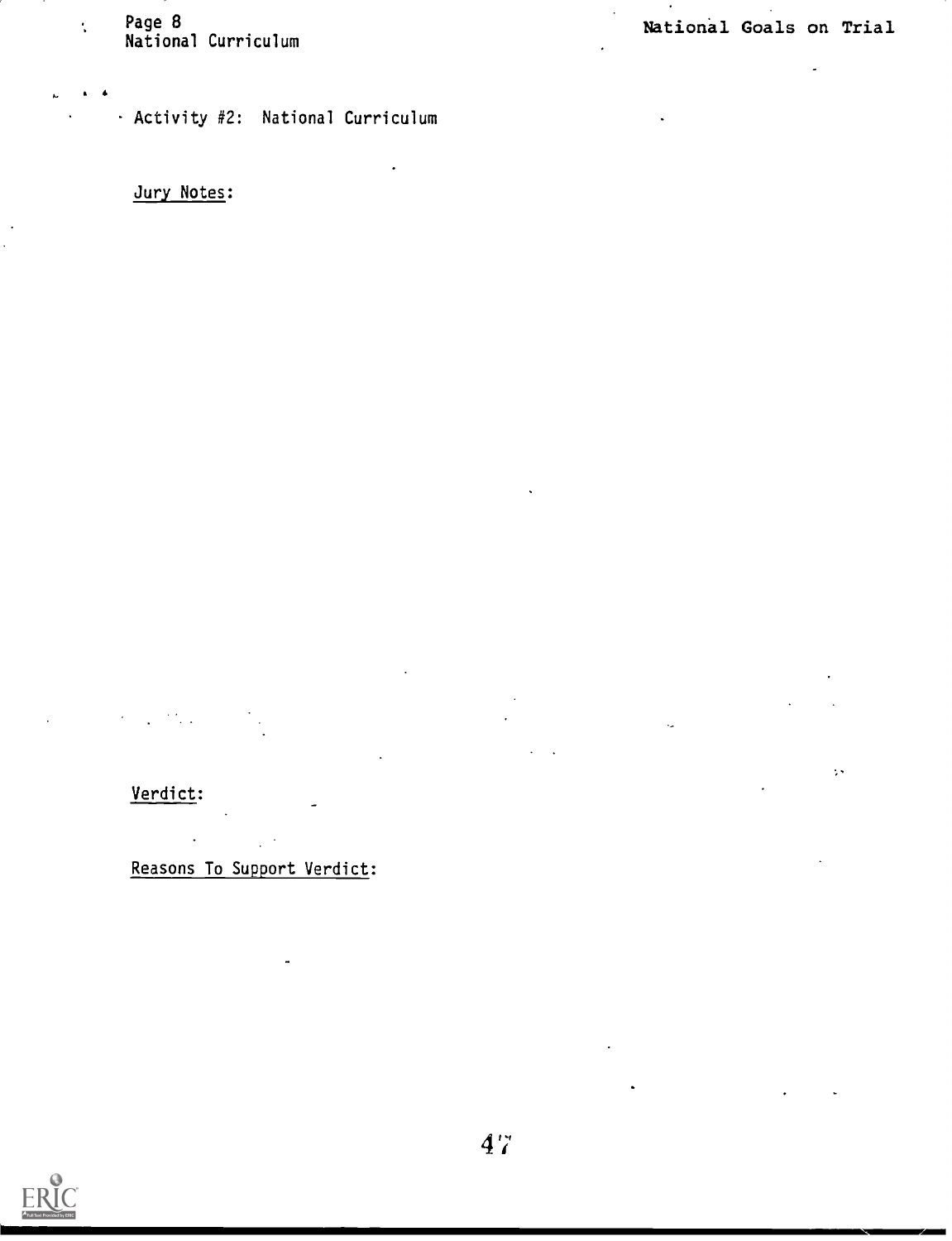Activity #2: National Curriculum

Jury Notes:

Verdict:

Reasons To Support Verdict: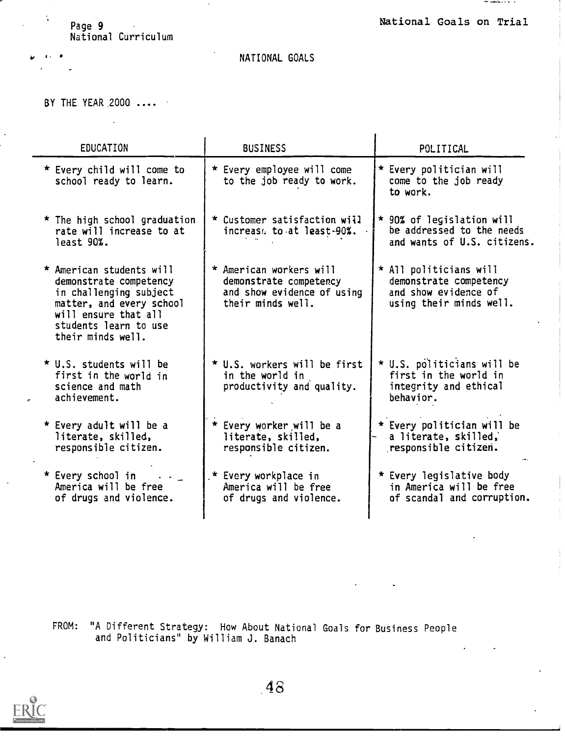# NATIONAL GOALS

BY THE YEAR 2000 ....

| EDUCATION | BUSINESS | POLITICAL |
|---|---|---|
| * Every child will come to school ready to learn. | * Every employee will come to the job ready to work. | * Every politician will come to the job ready to work. |
| * The high school graduation rate will increase to at least 90%. | * Customer satisfaction will increase to at least 90%. | * 90% of legislation will be addressed to the needs and wants of U.S. citizens. |
| * American students will demonstrate competency in challenging subject matter, and every school will ensure that all students learn to use their minds well. | * American workers will demonstrate competency and show evidence of using their minds well. | * All politicians will demonstrate competency and show evidence of using their minds well. |
| * U.S. students will be first in the world in science and math achievement. | * U.S. workers will be first in the world in productivity and quality. | * U.S. politicians will be first in the world in integrity and ethical behavior. |
| * Every adult will be a literate, skilled, responsible citizen. | * Every worker will be a literate, skilled, responsible citizen. | * Every politician will be a literate, skilled, responsible citizen. |
| * Every school in America will be free of drugs and violence. | * Every workplace in America will be free of drugs and violence. | * Every legislative body in America will be free of scandal and corruption. |

FROM: "A Different Strategy: How About National Goals for Business People and Politicians" by William J. Banach